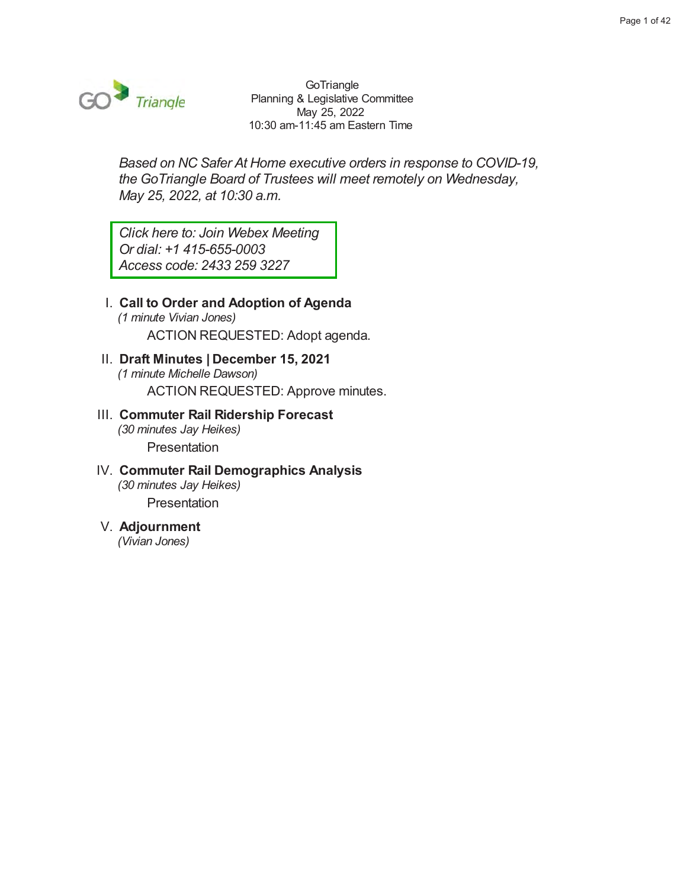GoTriangle
Planning & Legislative Committee
May 25, 2022
10:30 am-11:45 am Eastern Time

*Based on NC Safer At Home executive orders in response to COVID-19, the GoTriangle Board of Trustees will meet remotely on Wednesday, May 25, 2022, at 10:30 a.m.*

*Click here to: Join Webex Meeting*
*Or dial: +1 415-655-0003*
*Access code: 2433 259 3227*

I. **Call to Order and Adoption of Agenda**
*(1 minute Vivian Jones)*
ACTION REQUESTED: Adopt agenda.

II. **Draft Minutes | December 15, 2021**
*(1 minute Michelle Dawson)*
ACTION REQUESTED: Approve minutes.

III. **Commuter Rail Ridership Forecast**
*(30 minutes Jay Heikes)*
Presentation

IV. **Commuter Rail Demographics Analysis**
*(30 minutes Jay Heikes)*
Presentation

V. **Adjournment**
*(Vivian Jones)*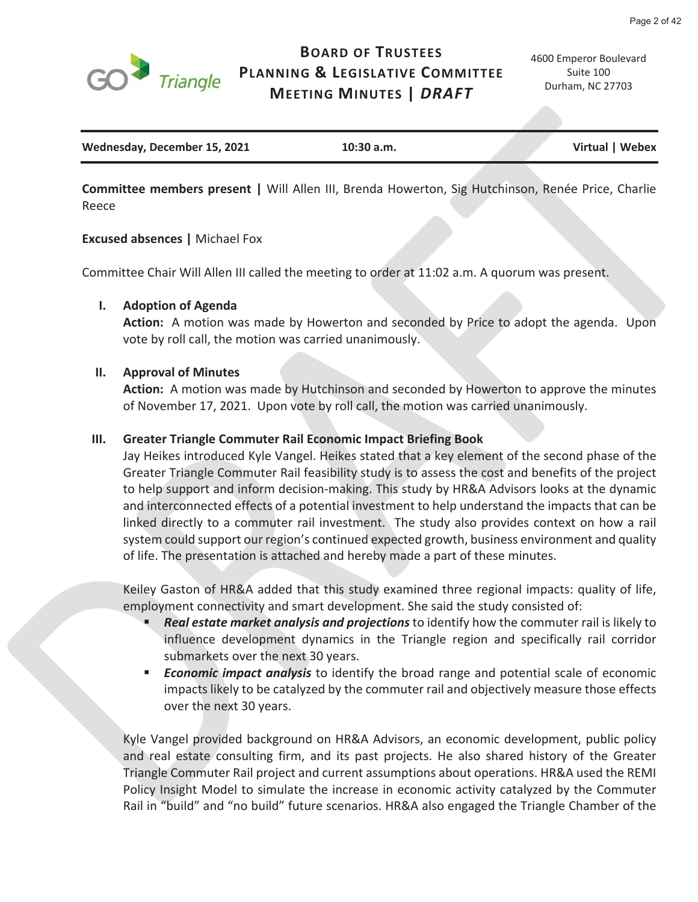# BOARD OF TRUSTEES PLANNING & LEGISLATIVE COMMITTEE MEETING MINUTES | *DRAFT*

4600 Emperor Boulevard
Suite 100
Durham, NC 27703

| Wednesday, December 15, 2021 | 10:30 a.m. | Virtual \| Webex |
|---|---|---|

**Committee members present |** Will Allen III, Brenda Howerton, Sig Hutchinson, Renée Price, Charlie Reece

**Excused absences |** Michael Fox

Committee Chair Will Allen III called the meeting to order at 11:02 a.m. A quorum was present.

**I. Adoption of Agenda**

**Action:** A motion was made by Howerton and seconded by Price to adopt the agenda. Upon vote by roll call, the motion was carried unanimously.

**II. Approval of Minutes**

**Action:** A motion was made by Hutchinson and seconded by Howerton to approve the minutes of November 17, 2021. Upon vote by roll call, the motion was carried unanimously.

**III. Greater Triangle Commuter Rail Economic Impact Briefing Book**

Jay Heikes introduced Kyle Vangel. Heikes stated that a key element of the second phase of the Greater Triangle Commuter Rail feasibility study is to assess the cost and benefits of the project to help support and inform decision-making. This study by HR&A Advisors looks at the dynamic and interconnected effects of a potential investment to help understand the impacts that can be linked directly to a commuter rail investment. The study also provides context on how a rail system could support our region's continued expected growth, business environment and quality of life. The presentation is attached and hereby made a part of these minutes.

Keiley Gaston of HR&A added that this study examined three regional impacts: quality of life, employment connectivity and smart development. She said the study consisted of:

- ***Real estate market analysis and projections*** to identify how the commuter rail is likely to influence development dynamics in the Triangle region and specifically rail corridor submarkets over the next 30 years.
- ***Economic impact analysis*** to identify the broad range and potential scale of economic impacts likely to be catalyzed by the commuter rail and objectively measure those effects over the next 30 years.

Kyle Vangel provided background on HR&A Advisors, an economic development, public policy and real estate consulting firm, and its past projects. He also shared history of the Greater Triangle Commuter Rail project and current assumptions about operations. HR&A used the REMI Policy Insight Model to simulate the increase in economic activity catalyzed by the Commuter Rail in "build" and "no build" future scenarios. HR&A also engaged the Triangle Chamber of the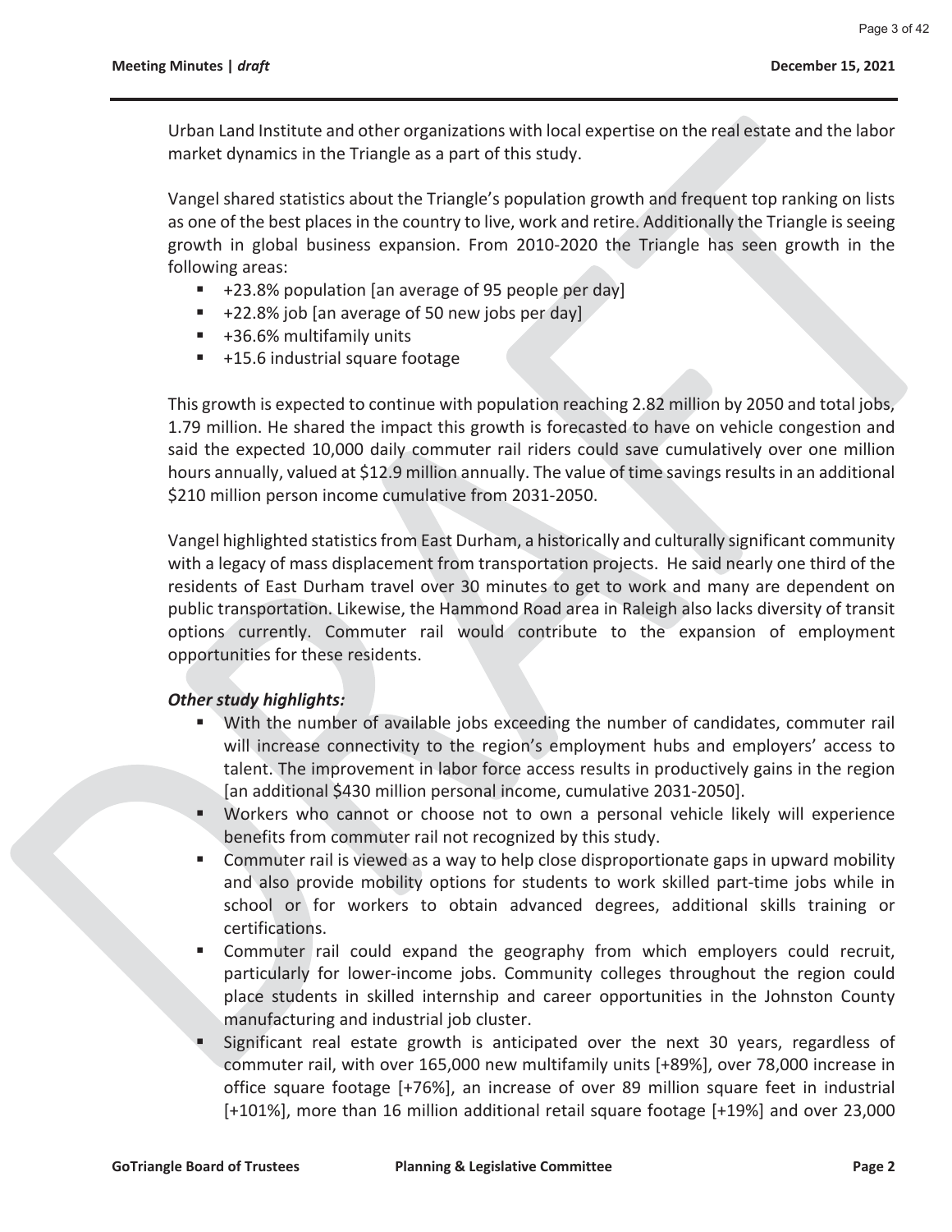Urban Land Institute and other organizations with local expertise on the real estate and the labor market dynamics in the Triangle as a part of this study.

Vangel shared statistics about the Triangle's population growth and frequent top ranking on lists as one of the best places in the country to live, work and retire. Additionally the Triangle is seeing growth in global business expansion. From 2010-2020 the Triangle has seen growth in the following areas:

- +23.8% population [an average of 95 people per day]
- +22.8% job [an average of 50 new jobs per day]
- +36.6% multifamily units
- +15.6 industrial square footage

This growth is expected to continue with population reaching 2.82 million by 2050 and total jobs, 1.79 million. He shared the impact this growth is forecasted to have on vehicle congestion and said the expected 10,000 daily commuter rail riders could save cumulatively over one million hours annually, valued at $12.9 million annually. The value of time savings results in an additional $210 million person income cumulative from 2031-2050.

Vangel highlighted statistics from East Durham, a historically and culturally significant community with a legacy of mass displacement from transportation projects. He said nearly one third of the residents of East Durham travel over 30 minutes to get to work and many are dependent on public transportation. Likewise, the Hammond Road area in Raleigh also lacks diversity of transit options currently. Commuter rail would contribute to the expansion of employment opportunities for these residents.

***Other study highlights:***

- With the number of available jobs exceeding the number of candidates, commuter rail will increase connectivity to the region's employment hubs and employers' access to talent. The improvement in labor force access results in productively gains in the region [an additional $430 million personal income, cumulative 2031-2050].
- Workers who cannot or choose not to own a personal vehicle likely will experience benefits from commuter rail not recognized by this study.
- Commuter rail is viewed as a way to help close disproportionate gaps in upward mobility and also provide mobility options for students to work skilled part-time jobs while in school or for workers to obtain advanced degrees, additional skills training or certifications.
- Commuter rail could expand the geography from which employers could recruit, particularly for lower-income jobs. Community colleges throughout the region could place students in skilled internship and career opportunities in the Johnston County manufacturing and industrial job cluster.
- Significant real estate growth is anticipated over the next 30 years, regardless of commuter rail, with over 165,000 new multifamily units [+89%], over 78,000 increase in office square footage [+76%], an increase of over 89 million square feet in industrial [+101%], more than 16 million additional retail square footage [+19%] and over 23,000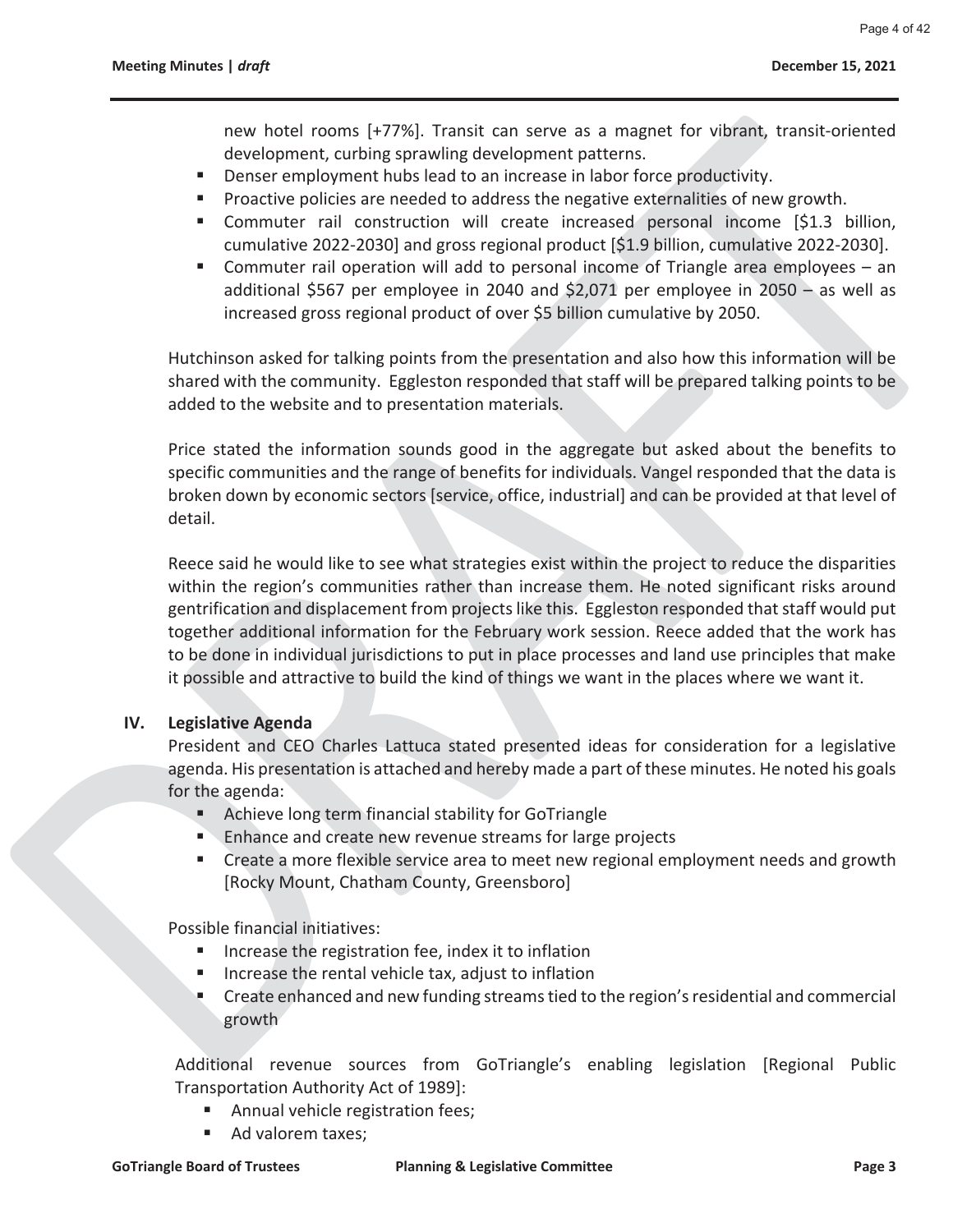new hotel rooms [+77%]. Transit can serve as a magnet for vibrant, transit-oriented development, curbing sprawling development patterns.

- Denser employment hubs lead to an increase in labor force productivity.
- Proactive policies are needed to address the negative externalities of new growth.
- Commuter rail construction will create increased personal income [$1.3 billion, cumulative 2022-2030] and gross regional product [$1.9 billion, cumulative 2022-2030].
- Commuter rail operation will add to personal income of Triangle area employees – an additional $567 per employee in 2040 and $2,071 per employee in 2050 – as well as increased gross regional product of over $5 billion cumulative by 2050.

Hutchinson asked for talking points from the presentation and also how this information will be shared with the community. Eggleston responded that staff will be prepared talking points to be added to the website and to presentation materials.

Price stated the information sounds good in the aggregate but asked about the benefits to specific communities and the range of benefits for individuals. Vangel responded that the data is broken down by economic sectors [service, office, industrial] and can be provided at that level of detail.

Reece said he would like to see what strategies exist within the project to reduce the disparities within the region's communities rather than increase them. He noted significant risks around gentrification and displacement from projects like this. Eggleston responded that staff would put together additional information for the February work session. Reece added that the work has to be done in individual jurisdictions to put in place processes and land use principles that make it possible and attractive to build the kind of things we want in the places where we want it.

## IV. Legislative Agenda

President and CEO Charles Lattuca stated presented ideas for consideration for a legislative agenda. His presentation is attached and hereby made a part of these minutes. He noted his goals for the agenda:

- Achieve long term financial stability for GoTriangle
- Enhance and create new revenue streams for large projects
- Create a more flexible service area to meet new regional employment needs and growth [Rocky Mount, Chatham County, Greensboro]

Possible financial initiatives:

- Increase the registration fee, index it to inflation
- Increase the rental vehicle tax, adjust to inflation
- Create enhanced and new funding streams tied to the region's residential and commercial growth

Additional revenue sources from GoTriangle's enabling legislation [Regional Public Transportation Authority Act of 1989]:

- Annual vehicle registration fees;
- Ad valorem taxes;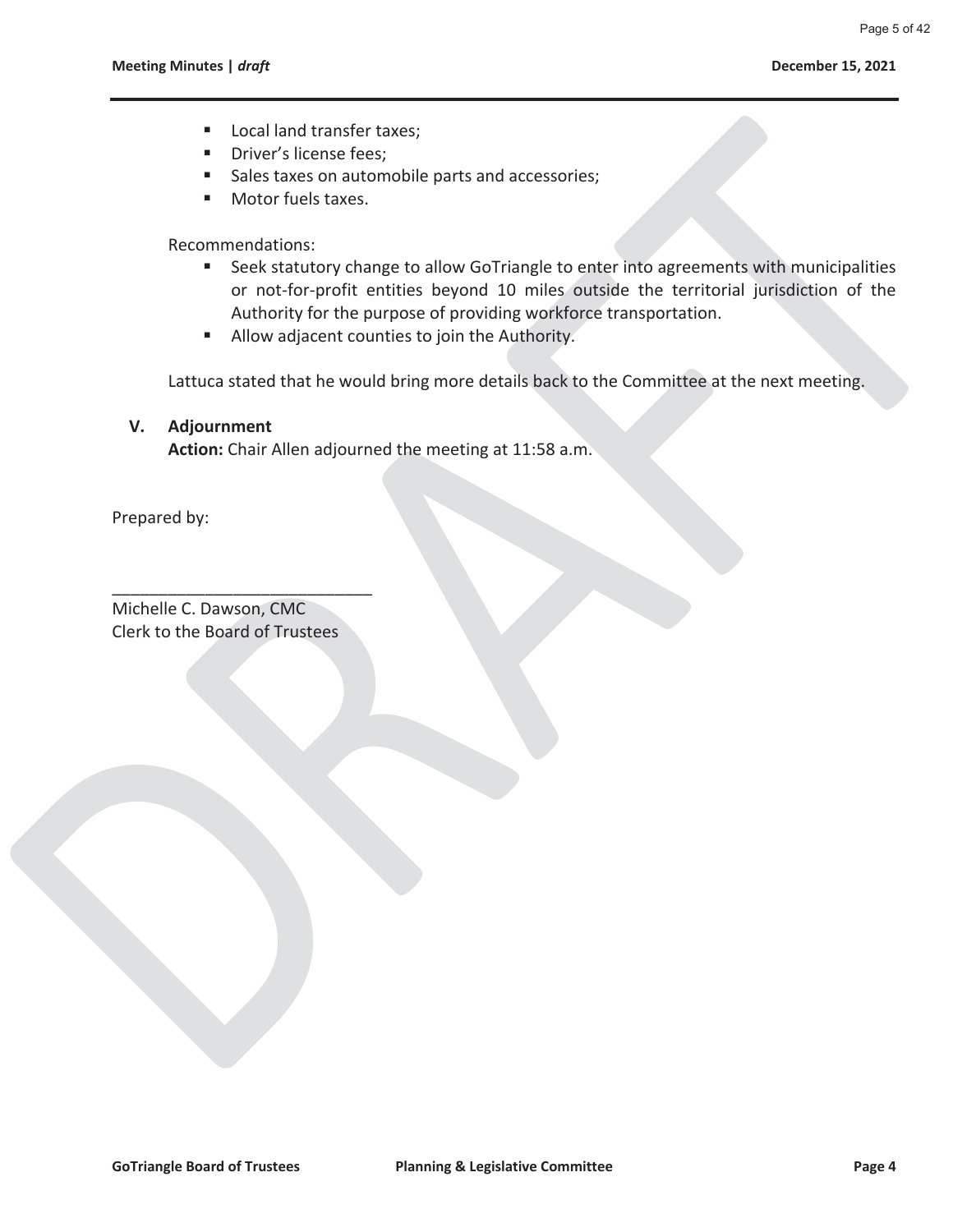- Local land transfer taxes;
- Driver's license fees;
- Sales taxes on automobile parts and accessories;
- Motor fuels taxes.

Recommendations:

- Seek statutory change to allow GoTriangle to enter into agreements with municipalities or not-for-profit entities beyond 10 miles outside the territorial jurisdiction of the Authority for the purpose of providing workforce transportation.
- Allow adjacent counties to join the Authority.

Lattuca stated that he would bring more details back to the Committee at the next meeting.

## V. Adjournment

**Action:** Chair Allen adjourned the meeting at 11:58 a.m.

Prepared by:

\_\_\_\_\_\_\_\_\_\_\_\_\_\_\_\_\_\_\_\_\_\_\_\_\_\_\_\_

Michelle C. Dawson, CMC
Clerk to the Board of Trustees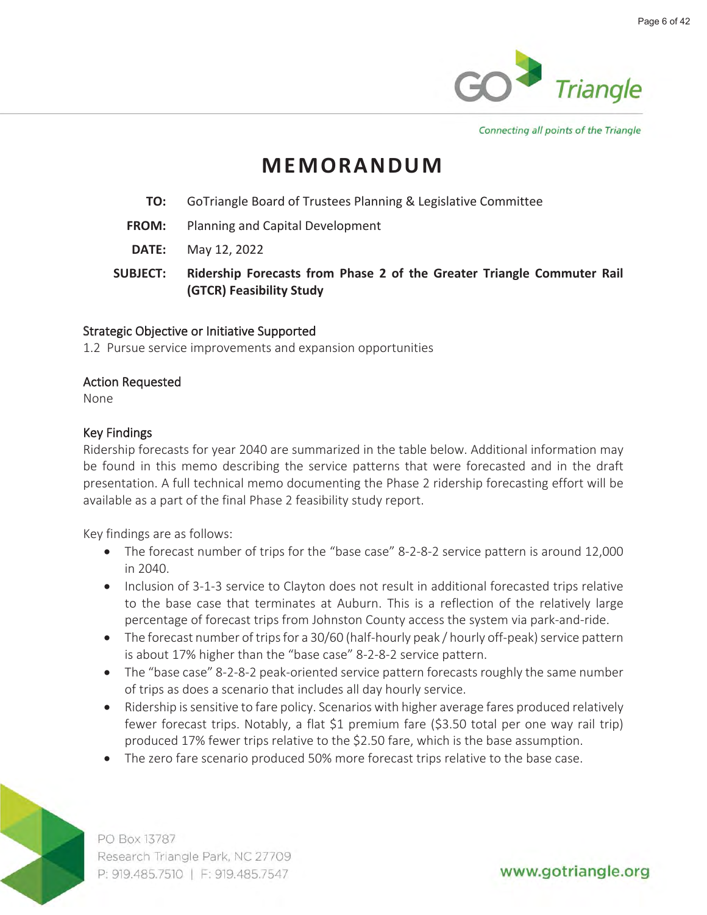Connecting all points of the Triangle

# MEMORANDUM

**TO:** GoTriangle Board of Trustees Planning & Legislative Committee

**FROM:** Planning and Capital Development

**DATE:** May 12, 2022

**SUBJECT:** **Ridership Forecasts from Phase 2 of the Greater Triangle Commuter Rail (GTCR) Feasibility Study**

## Strategic Objective or Initiative Supported

1.2 Pursue service improvements and expansion opportunities

## Action Requested

None

## Key Findings

Ridership forecasts for year 2040 are summarized in the table below. Additional information may be found in this memo describing the service patterns that were forecasted and in the draft presentation. A full technical memo documenting the Phase 2 ridership forecasting effort will be available as a part of the final Phase 2 feasibility study report.

Key findings are as follows:

- The forecast number of trips for the "base case" 8-2-8-2 service pattern is around 12,000 in 2040.
- Inclusion of 3-1-3 service to Clayton does not result in additional forecasted trips relative to the base case that terminates at Auburn. This is a reflection of the relatively large percentage of forecast trips from Johnston County access the system via park-and-ride.
- The forecast number of trips for a 30/60 (half-hourly peak / hourly off-peak) service pattern is about 17% higher than the "base case" 8-2-8-2 service pattern.
- The "base case" 8-2-8-2 peak-oriented service pattern forecasts roughly the same number of trips as does a scenario that includes all day hourly service.
- Ridership is sensitive to fare policy. Scenarios with higher average fares produced relatively fewer forecast trips. Notably, a flat $1 premium fare ($3.50 total per one way rail trip) produced 17% fewer trips relative to the $2.50 fare, which is the base assumption.
- The zero fare scenario produced 50% more forecast trips relative to the base case.

PO Box 13787
Research Triangle Park, NC 27709
P: 919.485.7510 | F: 919.485.7547

www.gotriangle.org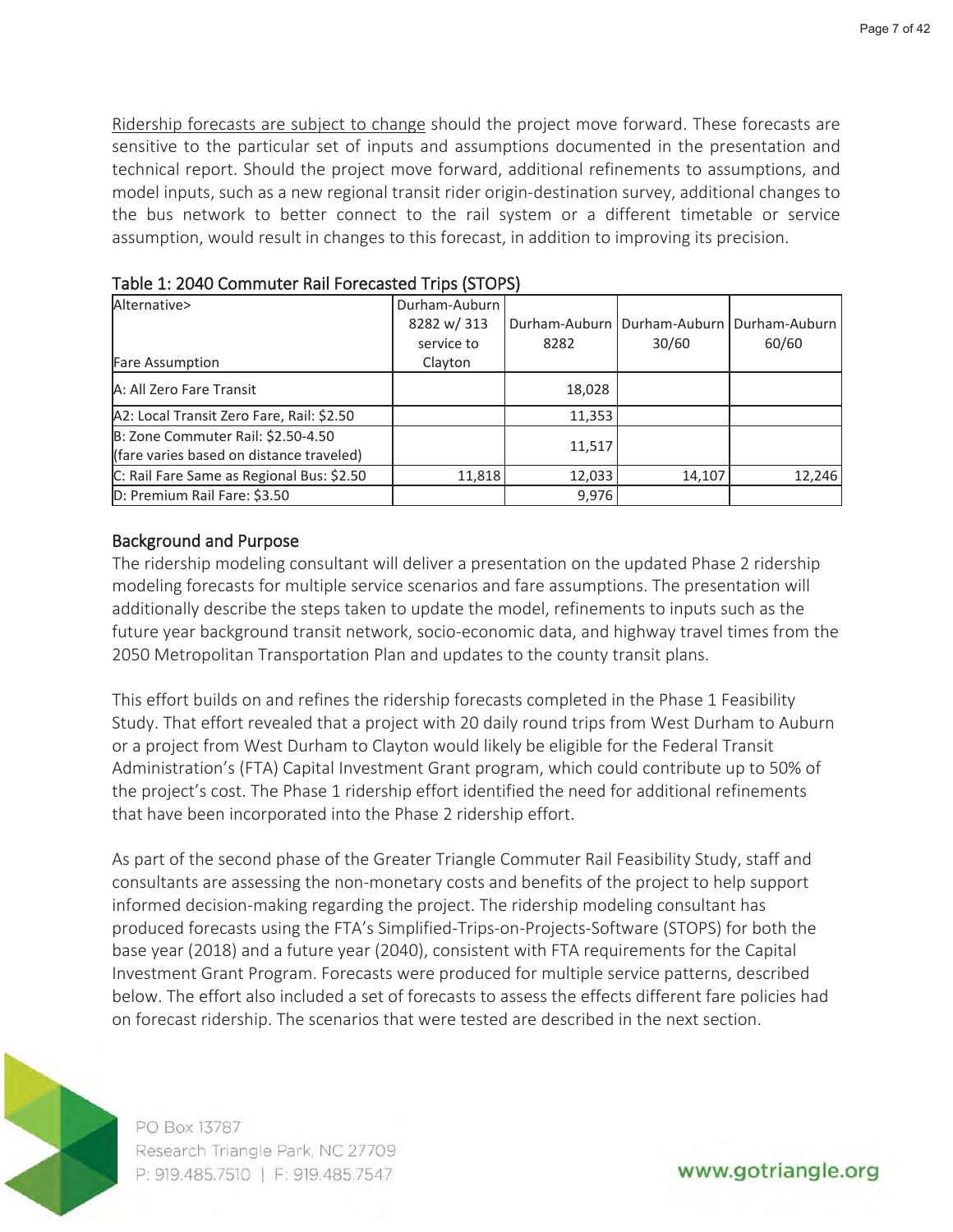Ridership forecasts are subject to change should the project move forward. These forecasts are sensitive to the particular set of inputs and assumptions documented in the presentation and technical report. Should the project move forward, additional refinements to assumptions, and model inputs, such as a new regional transit rider origin-destination survey, additional changes to the bus network to better connect to the rail system or a different timetable or service assumption, would result in changes to this forecast, in addition to improving its precision.

### Table 1: 2040 Commuter Rail Forecasted Trips (STOPS)

| Alternative> <br> Fare Assumption | Durham-Auburn 8282 w/ 313 service to Clayton | Durham-Auburn 8282 | Durham-Auburn 30/60 | Durham-Auburn 60/60 |
|---|---|---|---|---|
| A: All Zero Fare Transit | | 18,028 | | |
| A2: Local Transit Zero Fare, Rail: $2.50 | | 11,353 | | |
| B: Zone Commuter Rail: $2.50-4.50 (fare varies based on distance traveled) | | 11,517 | | |
| C: Rail Fare Same as Regional Bus: $2.50 | 11,818 | 12,033 | 14,107 | 12,246 |
| D: Premium Rail Fare: $3.50 | | 9,976 | | |

## Background and Purpose

The ridership modeling consultant will deliver a presentation on the updated Phase 2 ridership modeling forecasts for multiple service scenarios and fare assumptions. The presentation will additionally describe the steps taken to update the model, refinements to inputs such as the future year background transit network, socio-economic data, and highway travel times from the 2050 Metropolitan Transportation Plan and updates to the county transit plans.

This effort builds on and refines the ridership forecasts completed in the Phase 1 Feasibility Study. That effort revealed that a project with 20 daily round trips from West Durham to Auburn or a project from West Durham to Clayton would likely be eligible for the Federal Transit Administration's (FTA) Capital Investment Grant program, which could contribute up to 50% of the project's cost. The Phase 1 ridership effort identified the need for additional refinements that have been incorporated into the Phase 2 ridership effort.

As part of the second phase of the Greater Triangle Commuter Rail Feasibility Study, staff and consultants are assessing the non-monetary costs and benefits of the project to help support informed decision-making regarding the project. The ridership modeling consultant has produced forecasts using the FTA's Simplified-Trips-on-Projects-Software (STOPS) for both the base year (2018) and a future year (2040), consistent with FTA requirements for the Capital Investment Grant Program. Forecasts were produced for multiple service patterns, described below. The effort also included a set of forecasts to assess the effects different fare policies had on forecast ridership. The scenarios that were tested are described in the next section.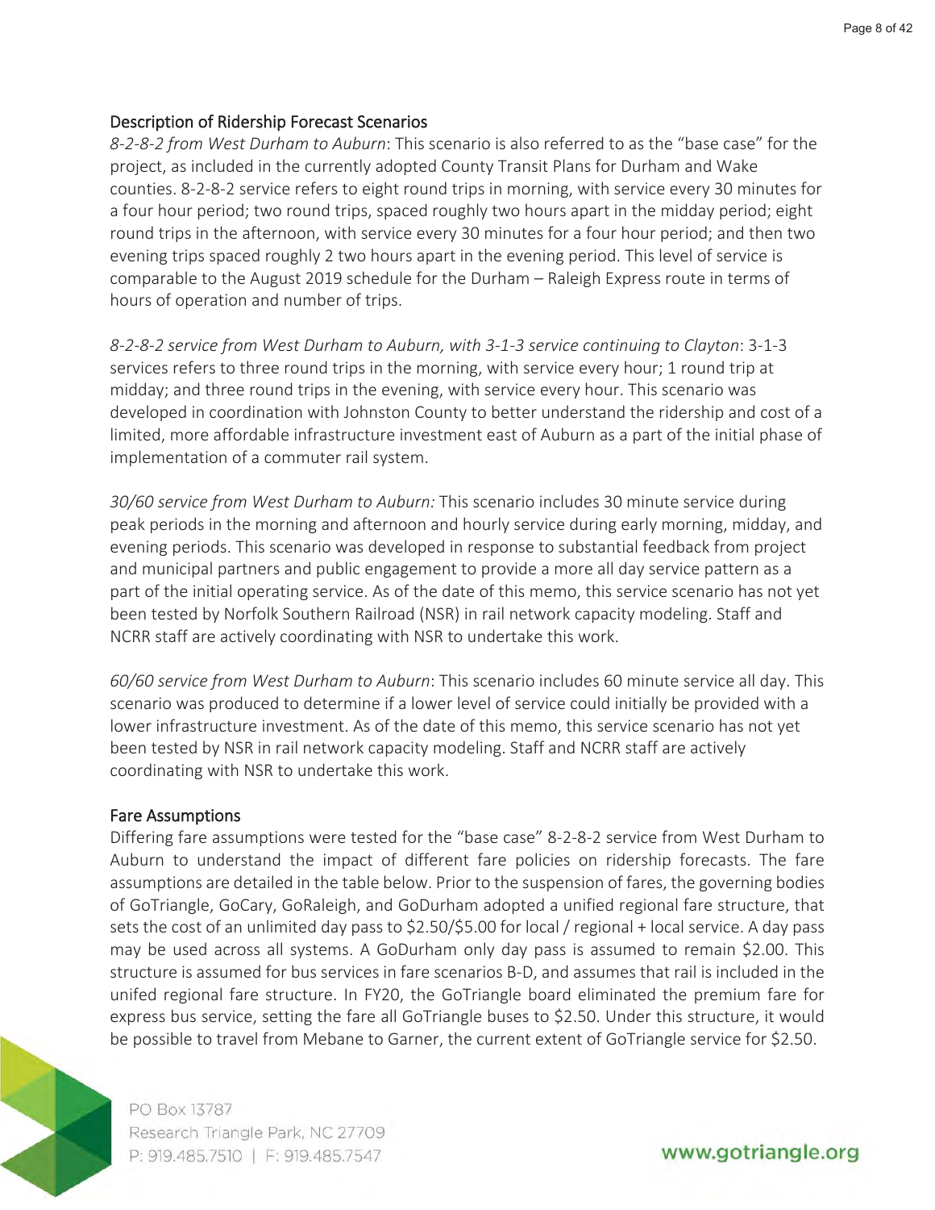## Description of Ridership Forecast Scenarios

*8-2-8-2 from West Durham to Auburn*: This scenario is also referred to as the "base case" for the project, as included in the currently adopted County Transit Plans for Durham and Wake counties. 8-2-8-2 service refers to eight round trips in morning, with service every 30 minutes for a four hour period; two round trips, spaced roughly two hours apart in the midday period; eight round trips in the afternoon, with service every 30 minutes for a four hour period; and then two evening trips spaced roughly 2 two hours apart in the evening period. This level of service is comparable to the August 2019 schedule for the Durham – Raleigh Express route in terms of hours of operation and number of trips.

*8-2-8-2 service from West Durham to Auburn, with 3-1-3 service continuing to Clayton*: 3-1-3 services refers to three round trips in the morning, with service every hour; 1 round trip at midday; and three round trips in the evening, with service every hour. This scenario was developed in coordination with Johnston County to better understand the ridership and cost of a limited, more affordable infrastructure investment east of Auburn as a part of the initial phase of implementation of a commuter rail system.

*30/60 service from West Durham to Auburn:* This scenario includes 30 minute service during peak periods in the morning and afternoon and hourly service during early morning, midday, and evening periods. This scenario was developed in response to substantial feedback from project and municipal partners and public engagement to provide a more all day service pattern as a part of the initial operating service. As of the date of this memo, this service scenario has not yet been tested by Norfolk Southern Railroad (NSR) in rail network capacity modeling. Staff and NCRR staff are actively coordinating with NSR to undertake this work.

*60/60 service from West Durham to Auburn*: This scenario includes 60 minute service all day. This scenario was produced to determine if a lower level of service could initially be provided with a lower infrastructure investment. As of the date of this memo, this service scenario has not yet been tested by NSR in rail network capacity modeling. Staff and NCRR staff are actively coordinating with NSR to undertake this work.

## Fare Assumptions

Differing fare assumptions were tested for the "base case" 8-2-8-2 service from West Durham to Auburn to understand the impact of different fare policies on ridership forecasts. The fare assumptions are detailed in the table below. Prior to the suspension of fares, the governing bodies of GoTriangle, GoCary, GoRaleigh, and GoDurham adopted a unified regional fare structure, that sets the cost of an unlimited day pass to $2.50/$5.00 for local / regional + local service. A day pass may be used across all systems. A GoDurham only day pass is assumed to remain $2.00. This structure is assumed for bus services in fare scenarios B-D, and assumes that rail is included in the unifed regional fare structure. In FY20, the GoTriangle board eliminated the premium fare for express bus service, setting the fare all GoTriangle buses to $2.50. Under this structure, it would be possible to travel from Mebane to Garner, the current extent of GoTriangle service for $2.50.

PO Box 13787
Research Triangle Park, NC 27709
P: 919.485.7510 | F: 919.485.7547

www.gotriangle.org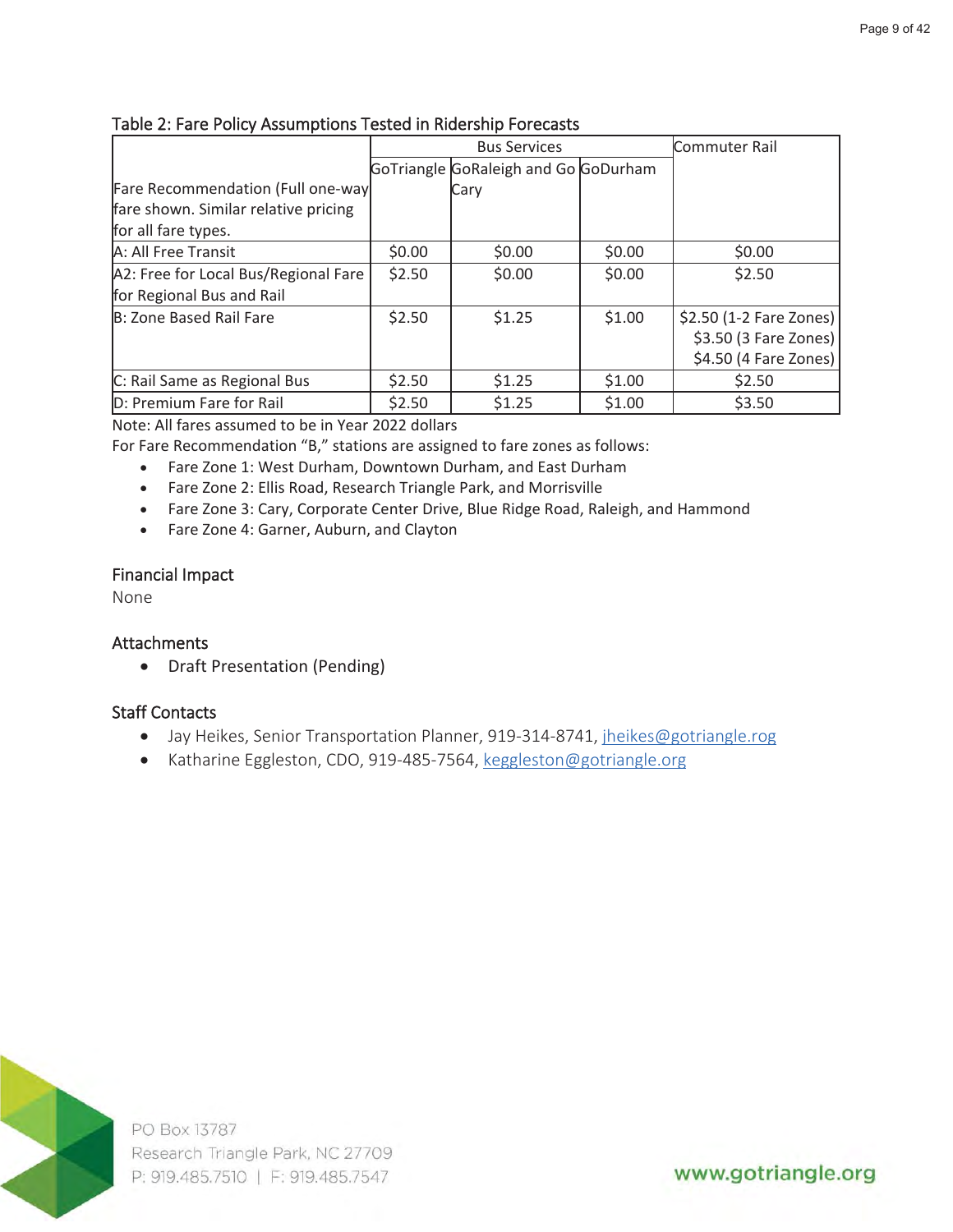Table 2: Fare Policy Assumptions Tested in Ridership Forecasts

| Fare Recommendation (Full one-way fare shown. Similar relative pricing for all fare types. | Bus Services | | | Commuter Rail |
|---|---|---|---|---|
| | GoTriangle | GoRaleigh and Go Cary | GoDurham | |
| A: All Free Transit | $0.00 | $0.00 | $0.00 | $0.00 |
| A2: Free for Local Bus/Regional Fare for Regional Bus and Rail | $2.50 | $0.00 | $0.00 | $2.50 |
| B: Zone Based Rail Fare | $2.50 | $1.25 | $1.00 | $2.50 (1-2 Fare Zones)<br>$3.50 (3 Fare Zones)<br>$4.50 (4 Fare Zones) |
| C: Rail Same as Regional Bus | $2.50 | $1.25 | $1.00 | $2.50 |
| D: Premium Fare for Rail | $2.50 | $1.25 | $1.00 | $3.50 |

Note: All fares assumed to be in Year 2022 dollars

For Fare Recommendation "B," stations are assigned to fare zones as follows:

- Fare Zone 1: West Durham, Downtown Durham, and East Durham
- Fare Zone 2: Ellis Road, Research Triangle Park, and Morrisville
- Fare Zone 3: Cary, Corporate Center Drive, Blue Ridge Road, Raleigh, and Hammond
- Fare Zone 4: Garner, Auburn, and Clayton

## Financial Impact

None

## Attachments

- Draft Presentation (Pending)

## Staff Contacts

- Jay Heikes, Senior Transportation Planner, 919-314-8741, jheikes@gotriangle.rog
- Katharine Eggleston, CDO, 919-485-7564, keggleston@gotriangle.org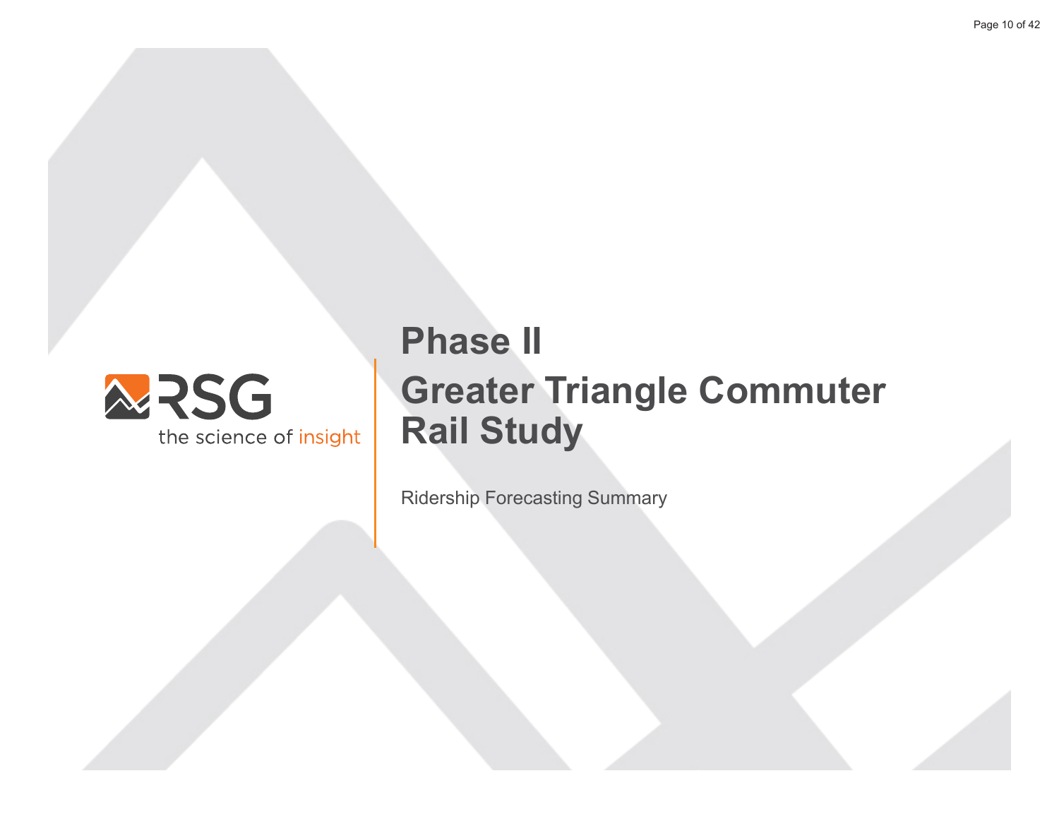RSG

the science of insight

# Phase II

# Greater Triangle Commuter Rail Study

Ridership Forecasting Summary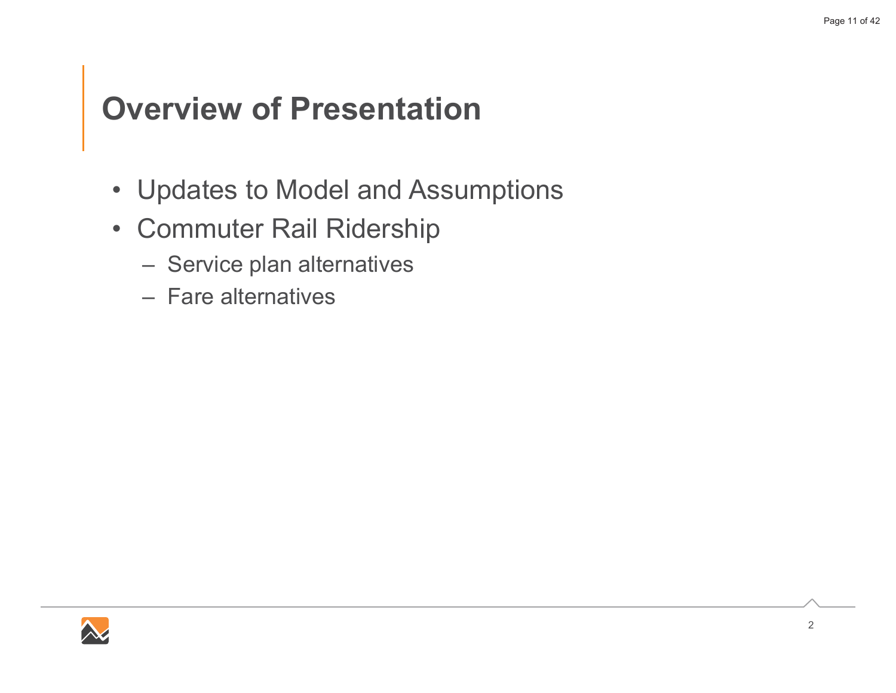# Overview of Presentation

- Updates to Model and Assumptions
- Commuter Rail Ridership
  - Service plan alternatives
  - Fare alternatives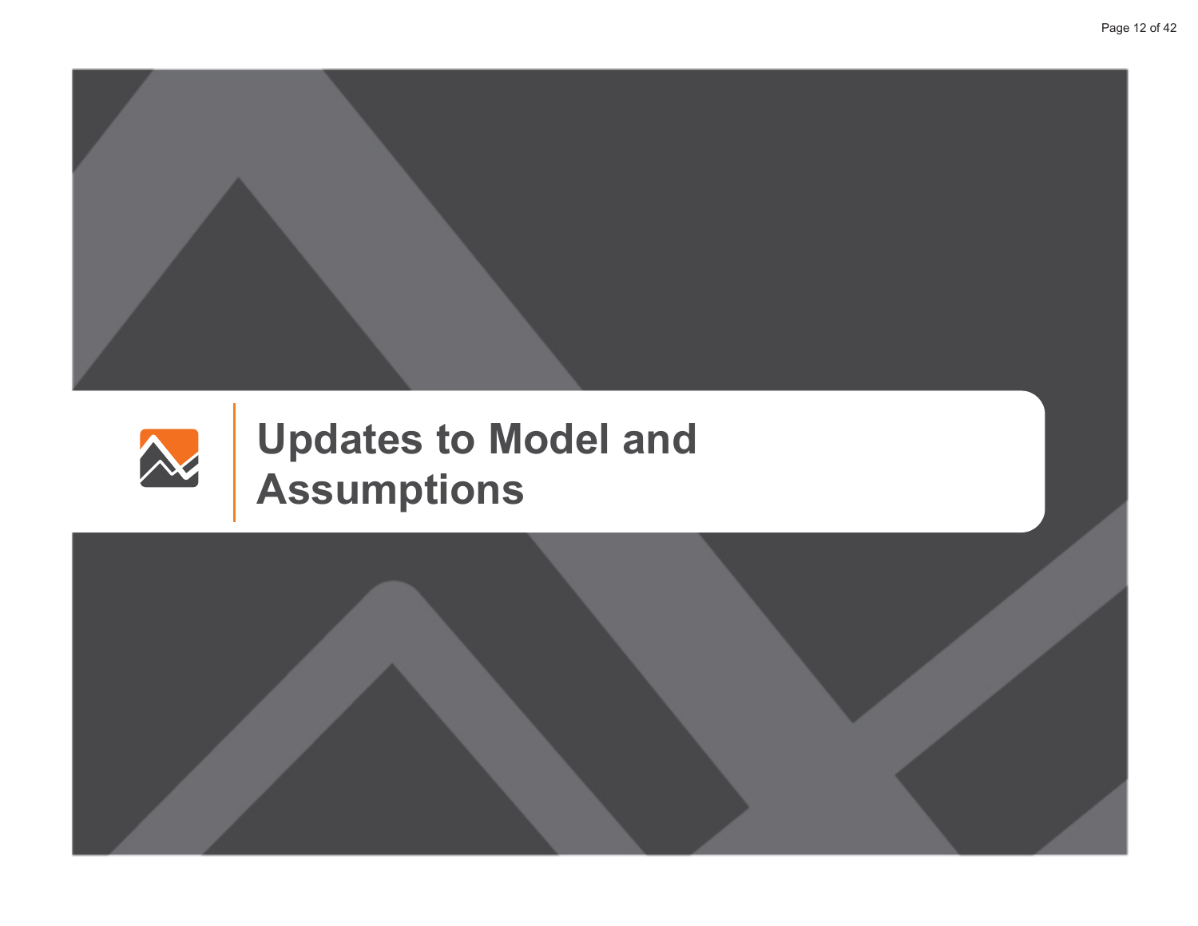# Updates to Model and Assumptions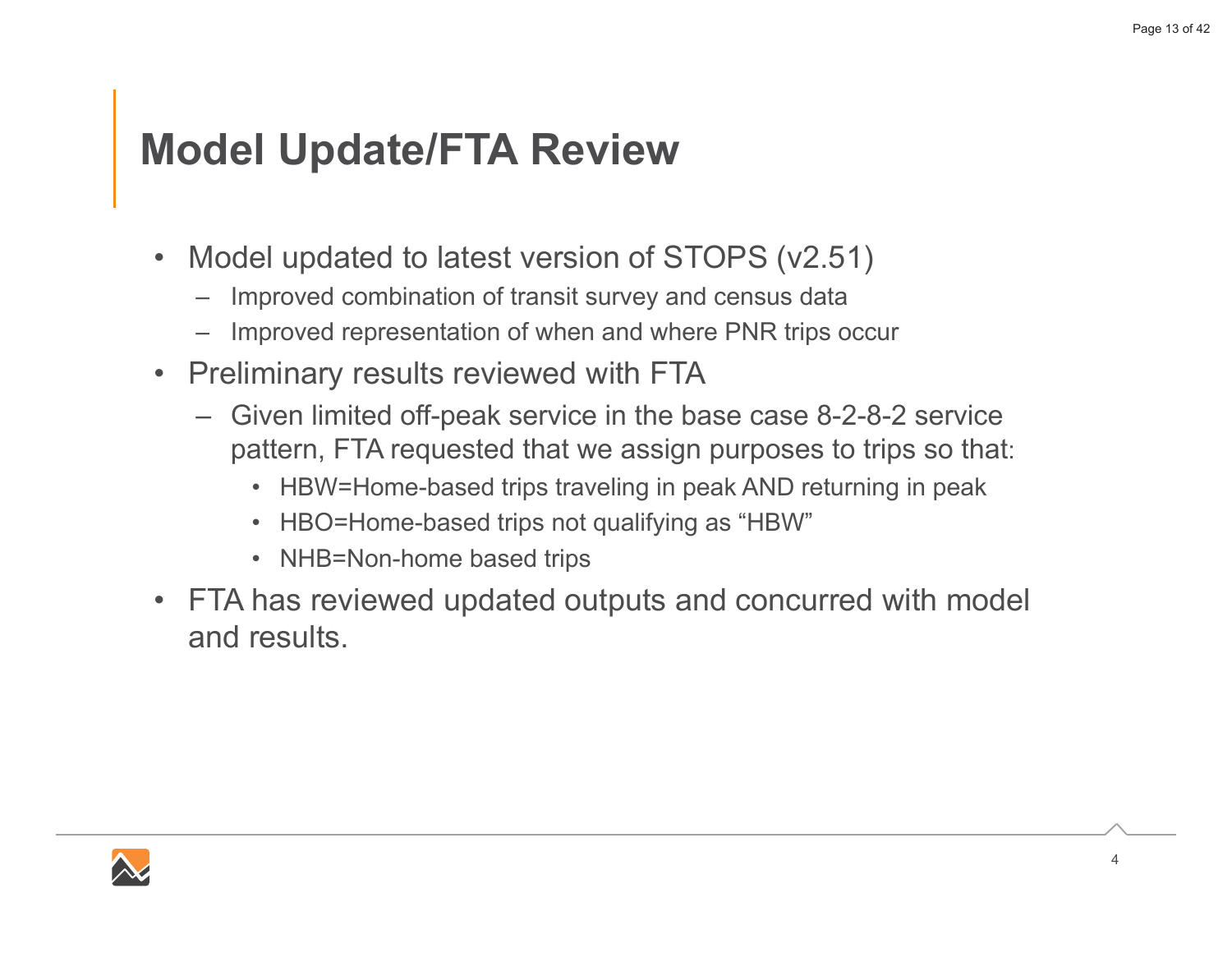# Model Update/FTA Review

- Model updated to latest version of STOPS (v2.51)
  - Improved combination of transit survey and census data
  - Improved representation of when and where PNR trips occur
- Preliminary results reviewed with FTA
  - Given limited off-peak service in the base case 8-2-8-2 service pattern, FTA requested that we assign purposes to trips so that:
    - HBW=Home-based trips traveling in peak AND returning in peak
    - HBO=Home-based trips not qualifying as "HBW"
    - NHB=Non-home based trips
- FTA has reviewed updated outputs and concurred with model and results.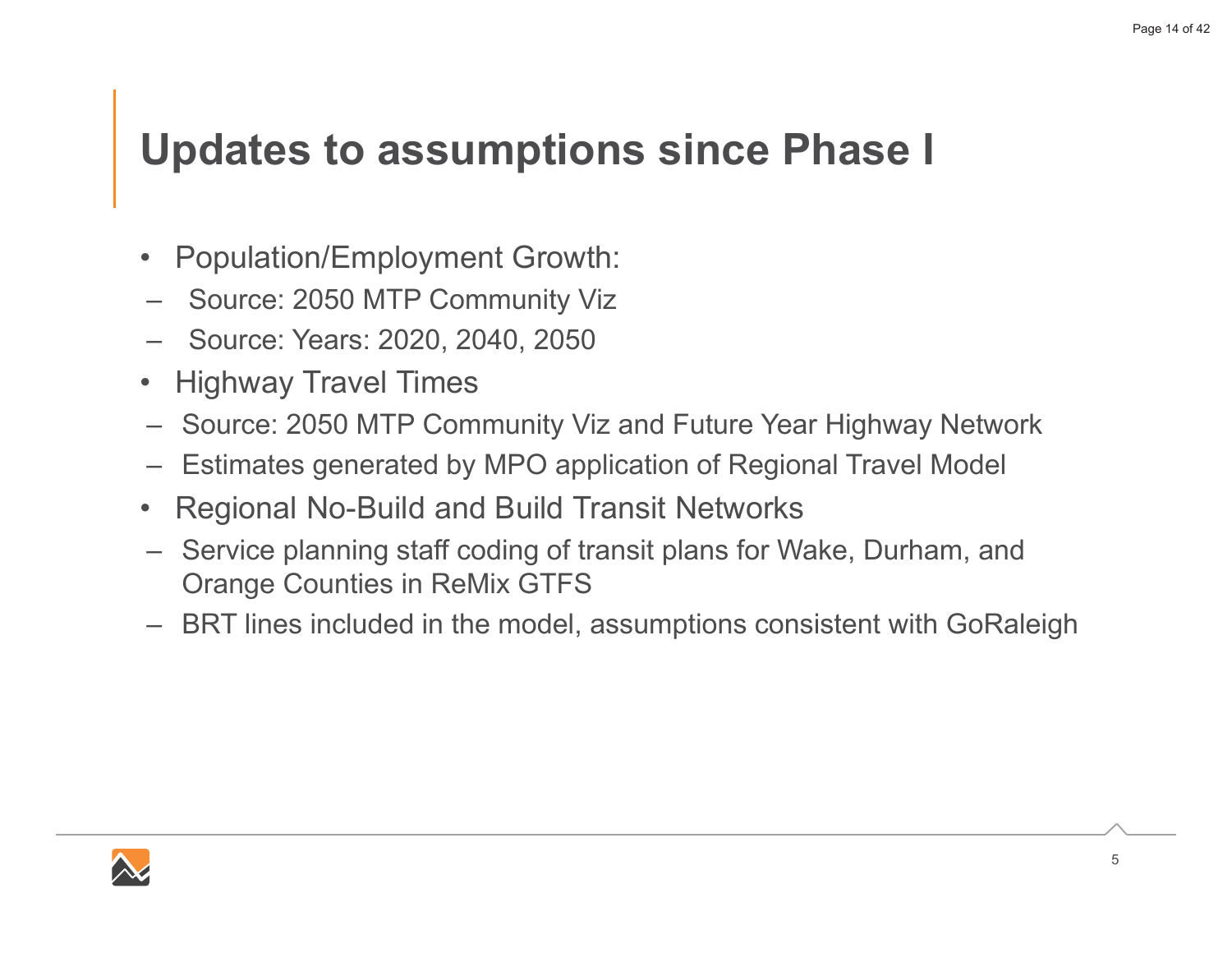# Updates to assumptions since Phase I

- Population/Employment Growth:
  - Source: 2050 MTP Community Viz
  - Source: Years: 2020, 2040, 2050
- Highway Travel Times
  - Source: 2050 MTP Community Viz and Future Year Highway Network
  - Estimates generated by MPO application of Regional Travel Model
- Regional No-Build and Build Transit Networks
  - Service planning staff coding of transit plans for Wake, Durham, and Orange Counties in ReMix GTFS
  - BRT lines included in the model, assumptions consistent with GoRaleigh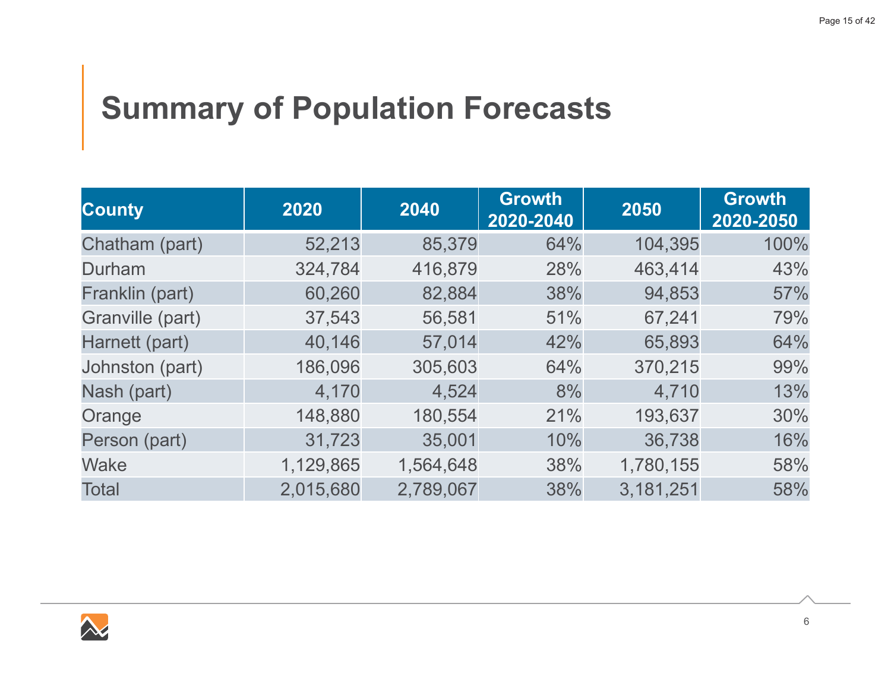# Summary of Population Forecasts

| County | 2020 | 2040 | Growth 2020-2040 | 2050 | Growth 2020-2050 |
|---|---|---|---|---|---|
| Chatham (part) | 52,213 | 85,379 | 64% | 104,395 | 100% |
| Durham | 324,784 | 416,879 | 28% | 463,414 | 43% |
| Franklin (part) | 60,260 | 82,884 | 38% | 94,853 | 57% |
| Granville (part) | 37,543 | 56,581 | 51% | 67,241 | 79% |
| Harnett (part) | 40,146 | 57,014 | 42% | 65,893 | 64% |
| Johnston (part) | 186,096 | 305,603 | 64% | 370,215 | 99% |
| Nash (part) | 4,170 | 4,524 | 8% | 4,710 | 13% |
| Orange | 148,880 | 180,554 | 21% | 193,637 | 30% |
| Person (part) | 31,723 | 35,001 | 10% | 36,738 | 16% |
| Wake | 1,129,865 | 1,564,648 | 38% | 1,780,155 | 58% |
| Total | 2,015,680 | 2,789,067 | 38% | 3,181,251 | 58% |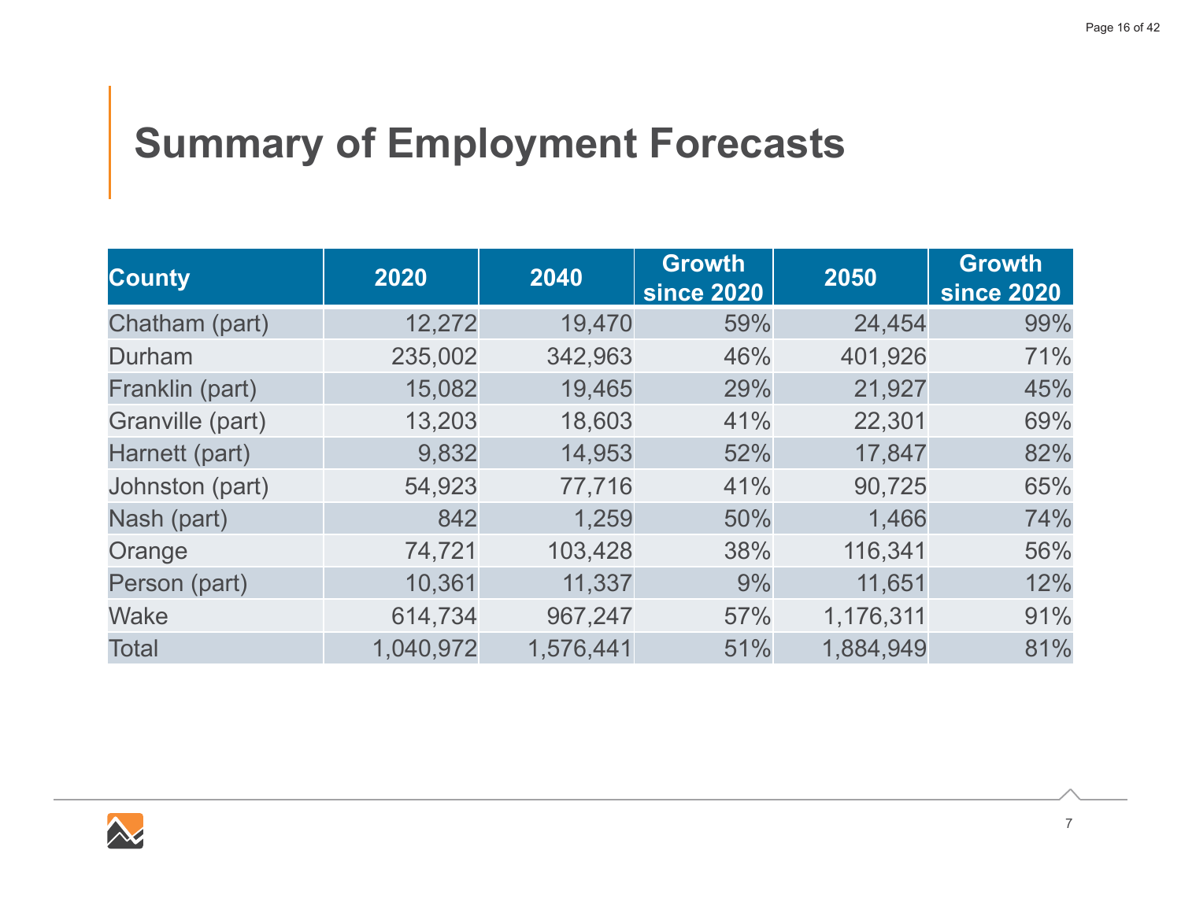# Summary of Employment Forecasts

| County | 2020 | 2040 | Growth since 2020 | 2050 | Growth since 2020 |
|---|---|---|---|---|---|
| Chatham (part) | 12,272 | 19,470 | 59% | 24,454 | 99% |
| Durham | 235,002 | 342,963 | 46% | 401,926 | 71% |
| Franklin (part) | 15,082 | 19,465 | 29% | 21,927 | 45% |
| Granville (part) | 13,203 | 18,603 | 41% | 22,301 | 69% |
| Harnett (part) | 9,832 | 14,953 | 52% | 17,847 | 82% |
| Johnston (part) | 54,923 | 77,716 | 41% | 90,725 | 65% |
| Nash (part) | 842 | 1,259 | 50% | 1,466 | 74% |
| Orange | 74,721 | 103,428 | 38% | 116,341 | 56% |
| Person (part) | 10,361 | 11,337 | 9% | 11,651 | 12% |
| Wake | 614,734 | 967,247 | 57% | 1,176,311 | 91% |
| Total | 1,040,972 | 1,576,441 | 51% | 1,884,949 | 81% |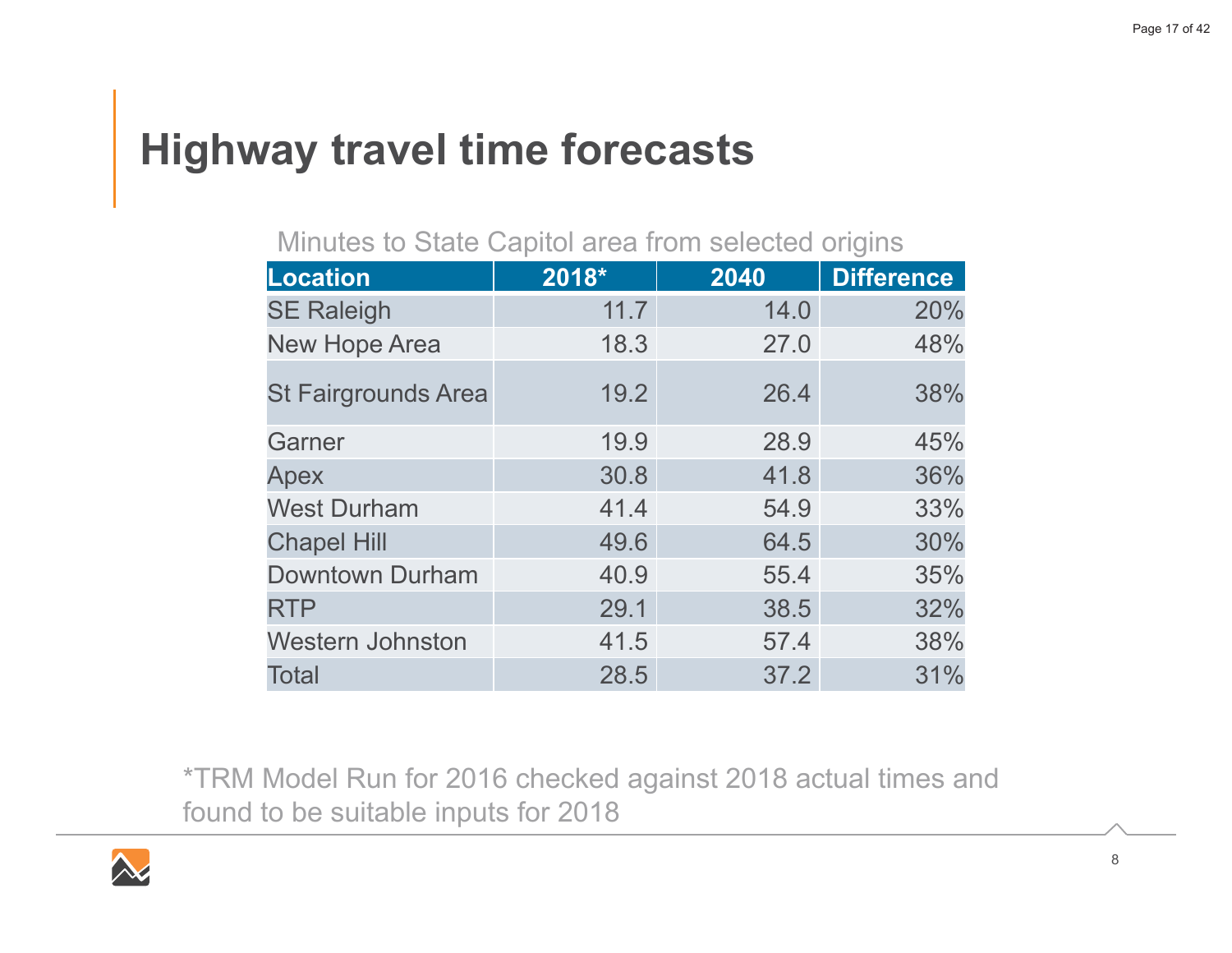# Highway travel time forecasts

Minutes to State Capitol area from selected origins

| Location | 2018* | 2040 | Difference |
| --- | --- | --- | --- |
| SE Raleigh | 11.7 | 14.0 | 20% |
| New Hope Area | 18.3 | 27.0 | 48% |
| St Fairgrounds Area | 19.2 | 26.4 | 38% |
| Garner | 19.9 | 28.9 | 45% |
| Apex | 30.8 | 41.8 | 36% |
| West Durham | 41.4 | 54.9 | 33% |
| Chapel Hill | 49.6 | 64.5 | 30% |
| Downtown Durham | 40.9 | 55.4 | 35% |
| RTP | 29.1 | 38.5 | 32% |
| Western Johnston | 41.5 | 57.4 | 38% |
| Total | 28.5 | 37.2 | 31% |

*TRM Model Run for 2016 checked against 2018 actual times and found to be suitable inputs for 2018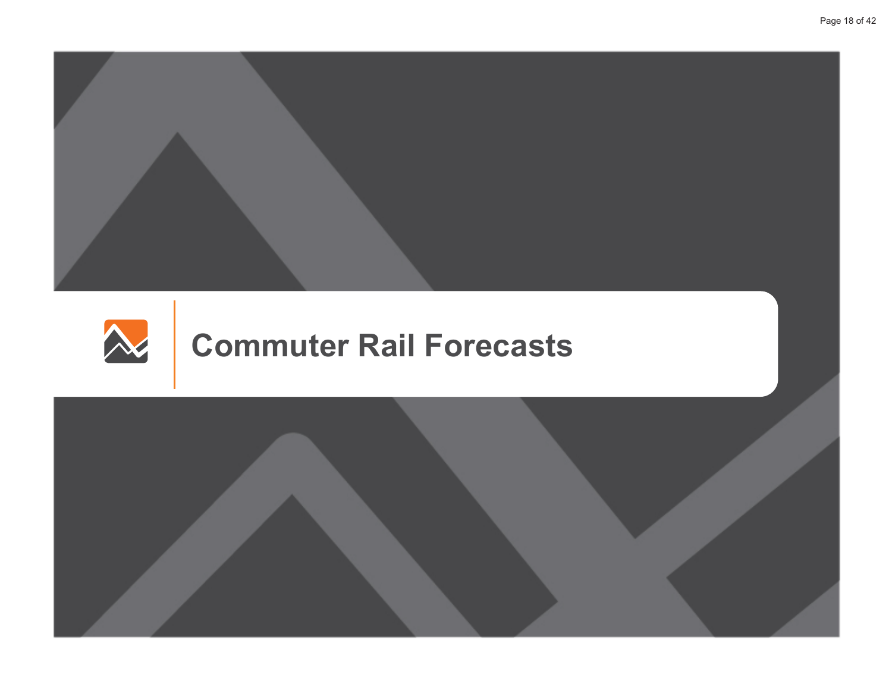# Commuter Rail Forecasts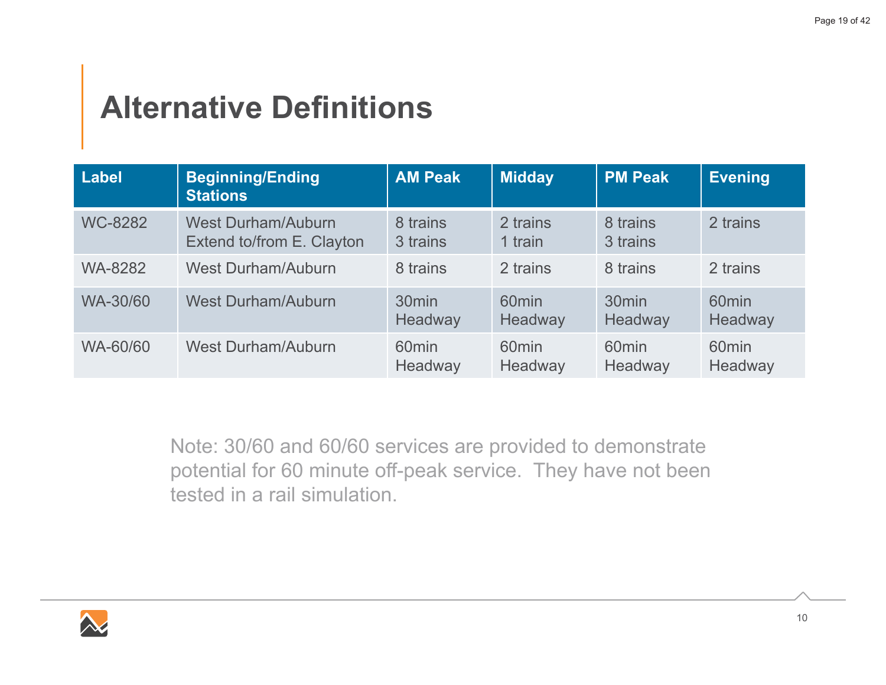# Alternative Definitions

| Label | Beginning/Ending Stations | AM Peak | Midday | PM Peak | Evening |
|---|---|---|---|---|---|
| WC-8282 | West Durham/Auburn<br>Extend to/from E. Clayton | 8 trains<br>3 trains | 2 trains<br>1 train | 8 trains<br>3 trains | 2 trains |
| WA-8282 | West Durham/Auburn | 8 trains | 2 trains | 8 trains | 2 trains |
| WA-30/60 | West Durham/Auburn | 30min Headway | 60min Headway | 30min Headway | 60min Headway |
| WA-60/60 | West Durham/Auburn | 60min Headway | 60min Headway | 60min Headway | 60min Headway |

Note: 30/60 and 60/60 services are provided to demonstrate potential for 60 minute off-peak service. They have not been tested in a rail simulation.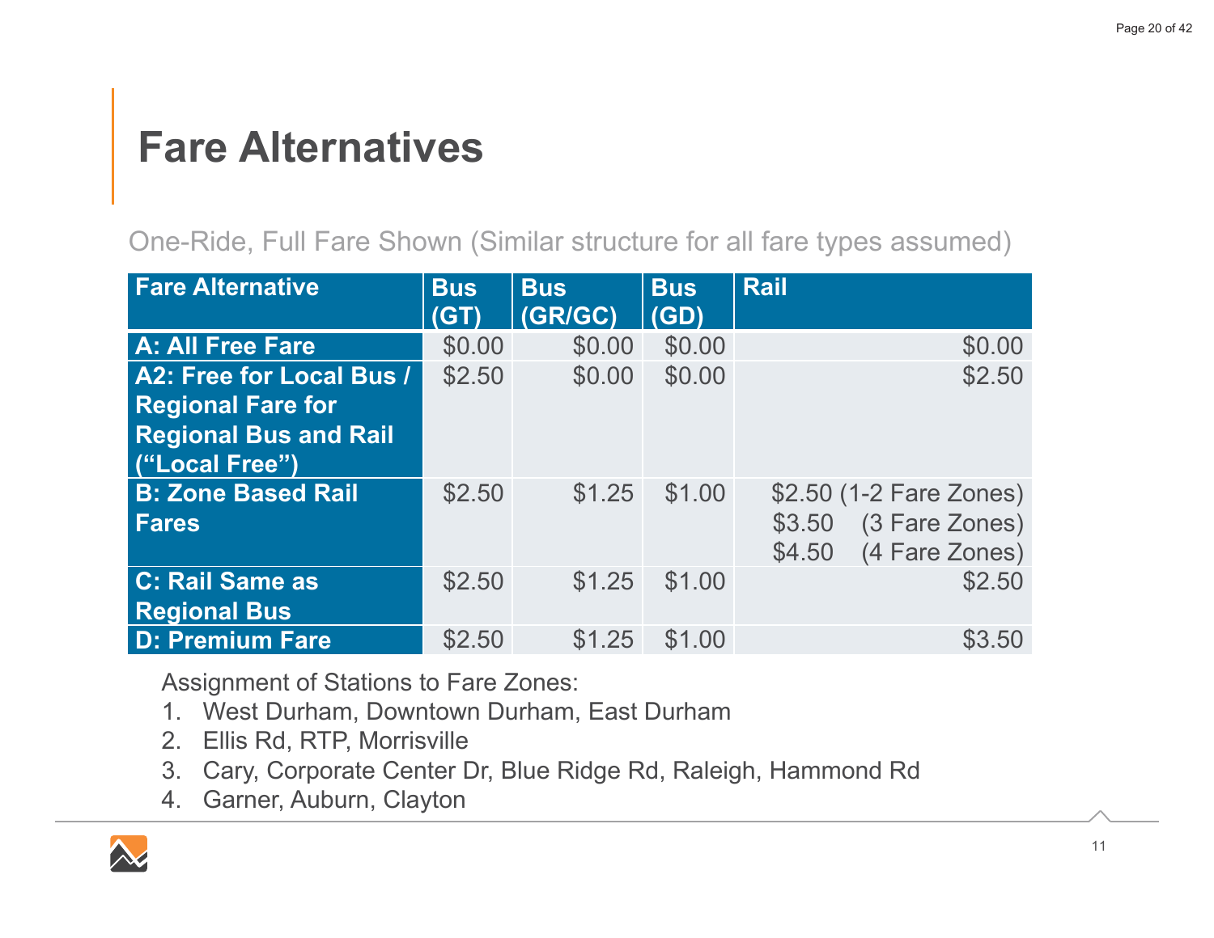# Fare Alternatives

One-Ride, Full Fare Shown (Similar structure for all fare types assumed)

| Fare Alternative | Bus (GT) | Bus (GR/GC) | Bus (GD) | Rail |
|---|---|---|---|---|
| **A: All Free Fare** | $0.00 | $0.00 | $0.00 | $0.00 |
| **A2: Free for Local Bus / Regional Fare for Regional Bus and Rail (“Local Free”)** | $2.50 | $0.00 | $0.00 | $2.50 |
| **B: Zone Based Rail Fares** | $2.50 | $1.25 | $1.00 | $2.50 (1-2 Fare Zones)<br>$3.50 (3 Fare Zones)<br>$4.50 (4 Fare Zones) |
| **C: Rail Same as Regional Bus** | $2.50 | $1.25 | $1.00 | $2.50 |
| **D: Premium Fare** | $2.50 | $1.25 | $1.00 | $3.50 |

Assignment of Stations to Fare Zones:

1. West Durham, Downtown Durham, East Durham
2. Ellis Rd, RTP, Morrisville
3. Cary, Corporate Center Dr, Blue Ridge Rd, Raleigh, Hammond Rd
4. Garner, Auburn, Clayton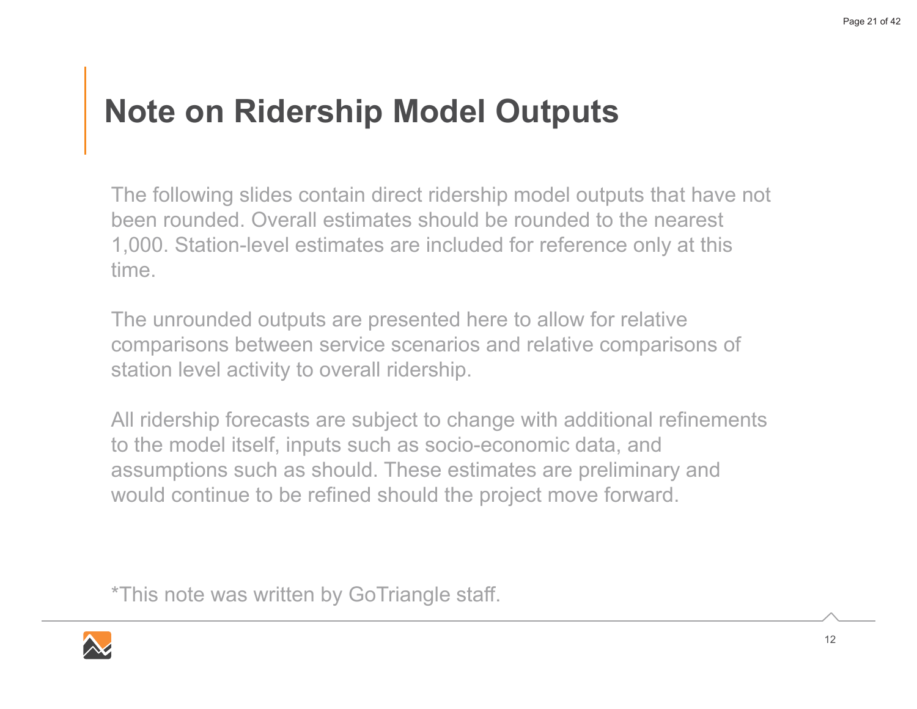# Note on Ridership Model Outputs

The following slides contain direct ridership model outputs that have not been rounded. Overall estimates should be rounded to the nearest 1,000. Station-level estimates are included for reference only at this time.

The unrounded outputs are presented here to allow for relative comparisons between service scenarios and relative comparisons of station level activity to overall ridership.

All ridership forecasts are subject to change with additional refinements to the model itself, inputs such as socio-economic data, and assumptions such as should. These estimates are preliminary and would continue to be refined should the project move forward.

*This note was written by GoTriangle staff.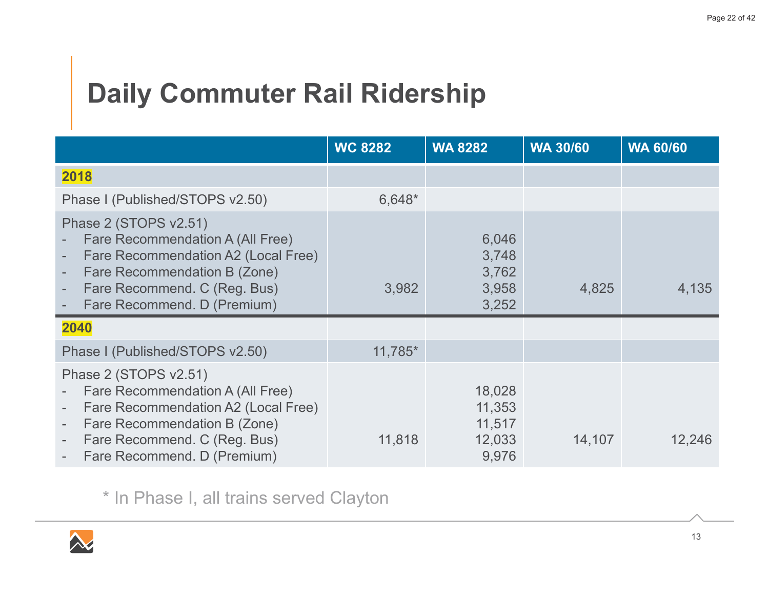# Daily Commuter Rail Ridership

| | WC 8282 | WA 8282 | WA 30/60 | WA 60/60 |
|---|---|---|---|---|
| **2018** | | | | |
| Phase I (Published/STOPS v2.50) | 6,648* | | | |
| Phase 2 (STOPS v2.51) | | | | |
| - Fare Recommendation A (All Free) | | 6,046 | | |
| - Fare Recommendation A2 (Local Free) | | 3,748 | | |
| - Fare Recommendation B (Zone) | | 3,762 | | |
| - Fare Recommend. C (Reg. Bus) | 3,982 | 3,958 | 4,825 | 4,135 |
| - Fare Recommend. D (Premium) | | 3,252 | | |
| **2040** | | | | |
| Phase I (Published/STOPS v2.50) | 11,785* | | | |
| Phase 2 (STOPS v2.51) | | | | |
| - Fare Recommendation A (All Free) | | 18,028 | | |
| - Fare Recommendation A2 (Local Free) | | 11,353 | | |
| - Fare Recommendation B (Zone) | | 11,517 | | |
| - Fare Recommend. C (Reg. Bus) | 11,818 | 12,033 | 14,107 | 12,246 |
| - Fare Recommend. D (Premium) | | 9,976 | | |

* In Phase I, all trains served Clayton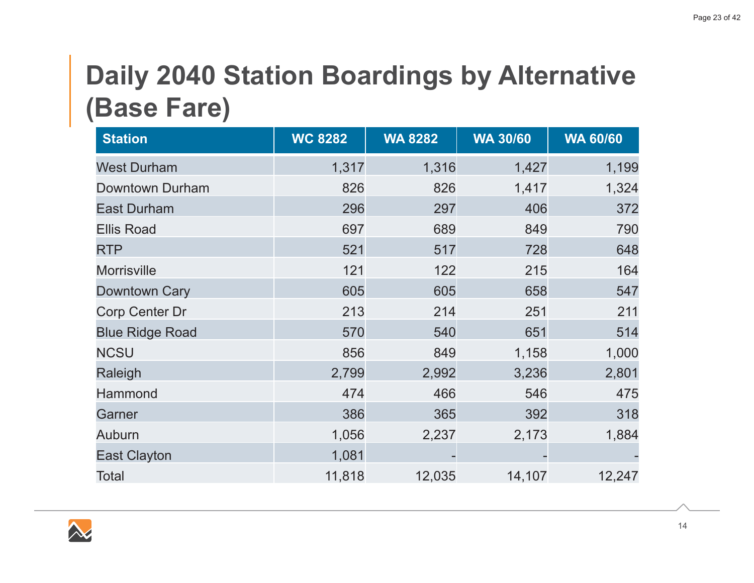# Daily 2040 Station Boardings by Alternative (Base Fare)

| Station | WC 8282 | WA 8282 | WA 30/60 | WA 60/60 |
|---|---|---|---|---|
| West Durham | 1,317 | 1,316 | 1,427 | 1,199 |
| Downtown Durham | 826 | 826 | 1,417 | 1,324 |
| East Durham | 296 | 297 | 406 | 372 |
| Ellis Road | 697 | 689 | 849 | 790 |
| RTP | 521 | 517 | 728 | 648 |
| Morrisville | 121 | 122 | 215 | 164 |
| Downtown Cary | 605 | 605 | 658 | 547 |
| Corp Center Dr | 213 | 214 | 251 | 211 |
| Blue Ridge Road | 570 | 540 | 651 | 514 |
| NCSU | 856 | 849 | 1,158 | 1,000 |
| Raleigh | 2,799 | 2,992 | 3,236 | 2,801 |
| Hammond | 474 | 466 | 546 | 475 |
| Garner | 386 | 365 | 392 | 318 |
| Auburn | 1,056 | 2,237 | 2,173 | 1,884 |
| East Clayton | 1,081 | - | - | - |
| Total | 11,818 | 12,035 | 14,107 | 12,247 |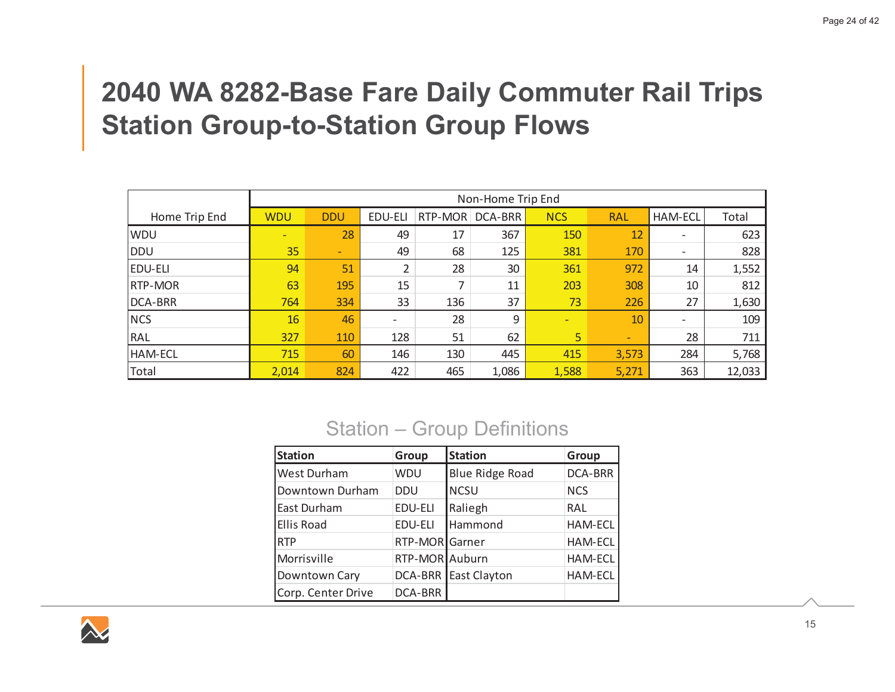# 2040 WA 8282-Base Fare Daily Commuter Rail Trips Station Group-to-Station Group Flows

| Home Trip End | Non-Home Trip End | | | | | | | | |
|---|---|---|---|---|---|---|---|---|---|
| | WDU | DDU | EDU-ELI | RTP-MOR | DCA-BRR | NCS | RAL | HAM-ECL | Total |
| WDU | - | 28 | 49 | 17 | 367 | 150 | 12 | - | 623 |
| DDU | 35 | - | 49 | 68 | 125 | 381 | 170 | - | 828 |
| EDU-ELI | 94 | 51 | 2 | 28 | 30 | 361 | 972 | 14 | 1,552 |
| RTP-MOR | 63 | 195 | 15 | 7 | 11 | 203 | 308 | 10 | 812 |
| DCA-BRR | 764 | 334 | 33 | 136 | 37 | 73 | 226 | 27 | 1,630 |
| NCS | 16 | 46 | - | 28 | 9 | - | 10 | - | 109 |
| RAL | 327 | 110 | 128 | 51 | 62 | 5 | - | 28 | 711 |
| HAM-ECL | 715 | 60 | 146 | 130 | 445 | 415 | 3,573 | 284 | 5,768 |
| Total | 2,014 | 824 | 422 | 465 | 1,086 | 1,588 | 5,271 | 363 | 12,033 |

## Station – Group Definitions

| Station | Group | Station | Group |
|---|---|---|---|
| West Durham | WDU | Blue Ridge Road | DCA-BRR |
| Downtown Durham | DDU | NCSU | NCS |
| East Durham | EDU-ELI | Raliegh | RAL |
| Ellis Road | EDU-ELI | Hammond | HAM-ECL |
| RTP | RTP-MOR | Garner | HAM-ECL |
| Morrisville | RTP-MOR | Auburn | HAM-ECL |
| Downtown Cary | DCA-BRR | East Clayton | HAM-ECL |
| Corp. Center Drive | DCA-BRR | | |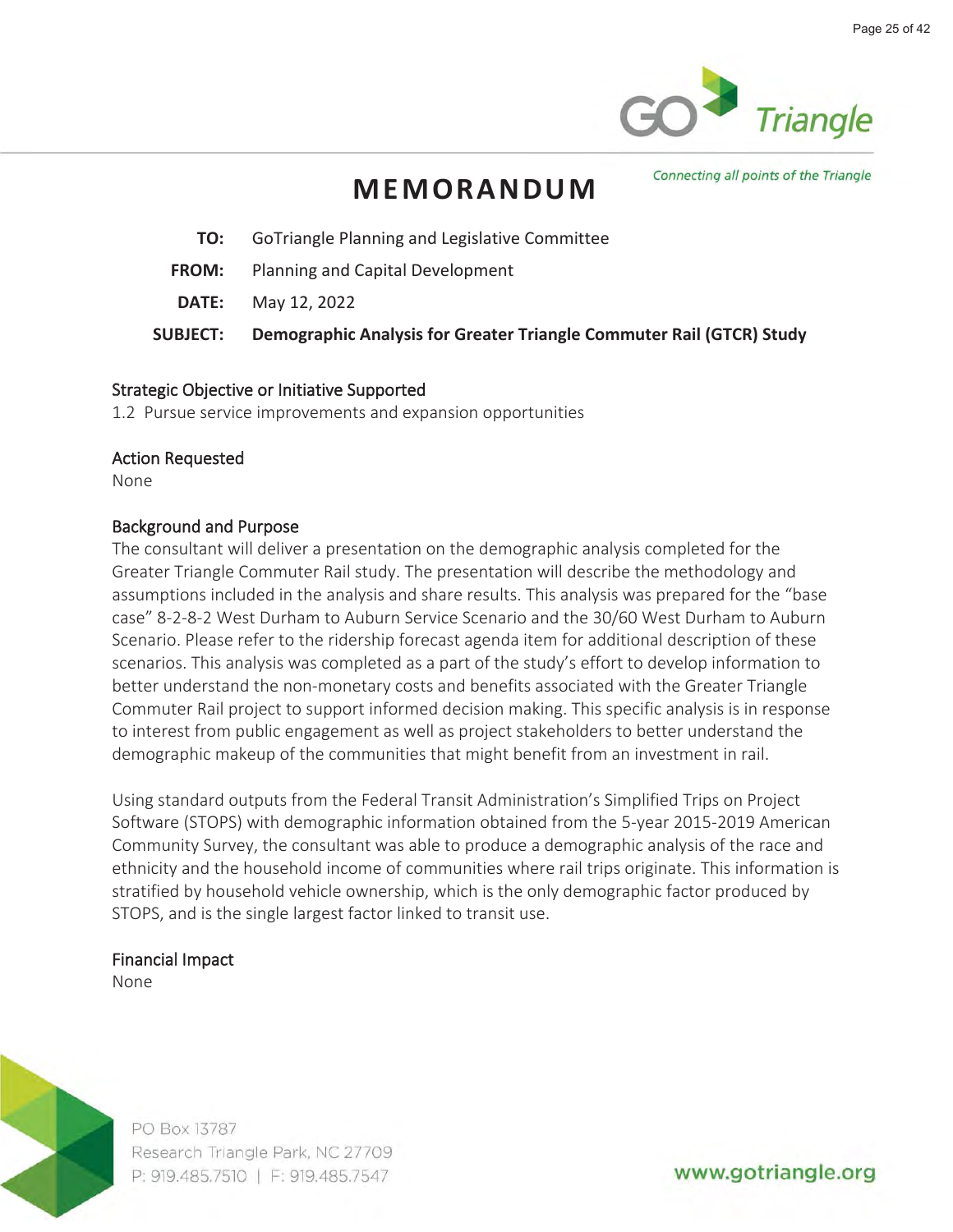# MEMORANDUM

**TO:** GoTriangle Planning and Legislative Committee

**FROM:** Planning and Capital Development

**DATE:** May 12, 2022

**SUBJECT:** **Demographic Analysis for Greater Triangle Commuter Rail (GTCR) Study**

## Strategic Objective or Initiative Supported

1.2 Pursue service improvements and expansion opportunities

## Action Requested

None

## Background and Purpose

The consultant will deliver a presentation on the demographic analysis completed for the Greater Triangle Commuter Rail study. The presentation will describe the methodology and assumptions included in the analysis and share results. This analysis was prepared for the "base case" 8-2-8-2 West Durham to Auburn Service Scenario and the 30/60 West Durham to Auburn Scenario. Please refer to the ridership forecast agenda item for additional description of these scenarios. This analysis was completed as a part of the study's effort to develop information to better understand the non-monetary costs and benefits associated with the Greater Triangle Commuter Rail project to support informed decision making. This specific analysis is in response to interest from public engagement as well as project stakeholders to better understand the demographic makeup of the communities that might benefit from an investment in rail.

Using standard outputs from the Federal Transit Administration's Simplified Trips on Project Software (STOPS) with demographic information obtained from the 5-year 2015-2019 American Community Survey, the consultant was able to produce a demographic analysis of the race and ethnicity and the household income of communities where rail trips originate. This information is stratified by household vehicle ownership, which is the only demographic factor produced by STOPS, and is the single largest factor linked to transit use.

## Financial Impact

None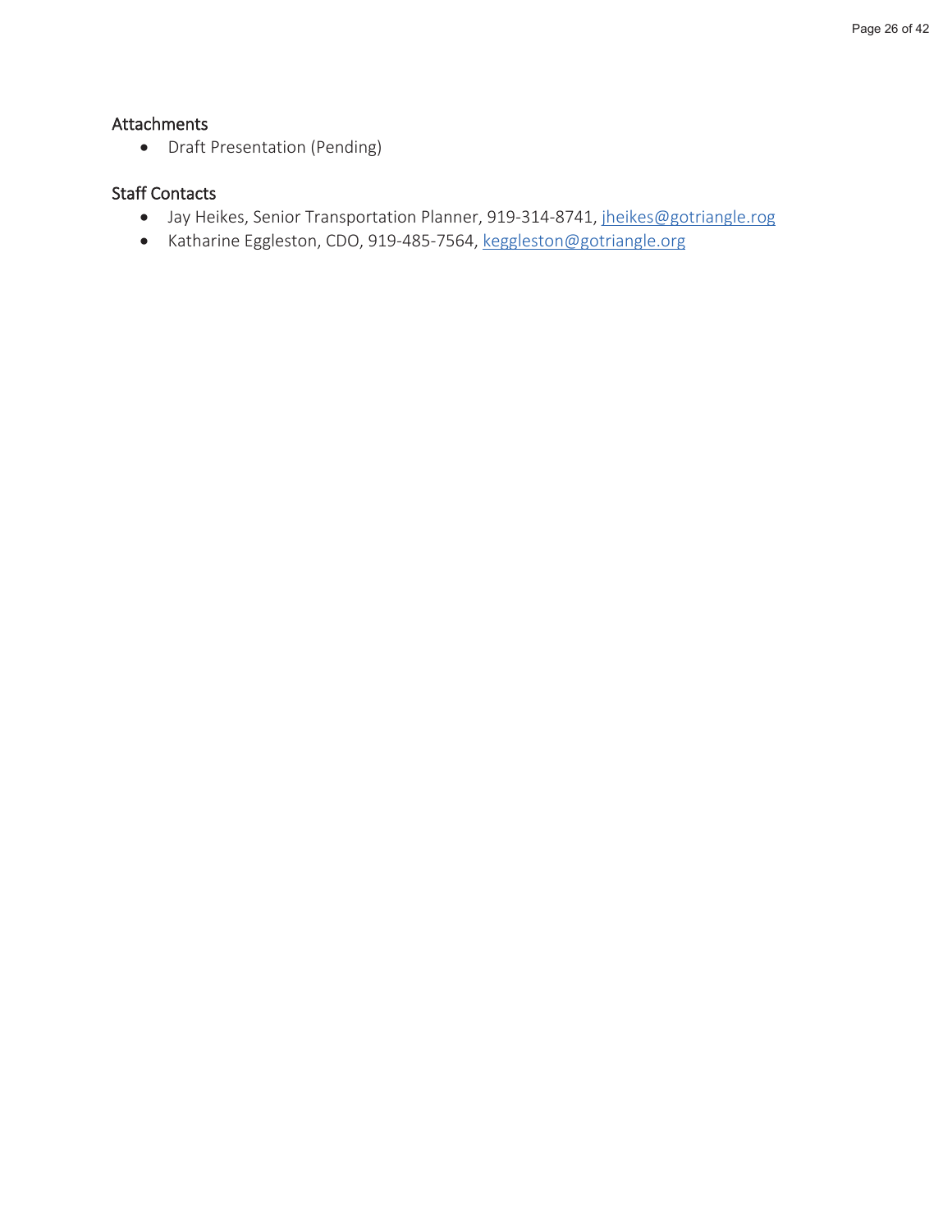## Attachments

- Draft Presentation (Pending)

## Staff Contacts

- Jay Heikes, Senior Transportation Planner, 919-314-8741, jheikes@gotriangle.rog
- Katharine Eggleston, CDO, 919-485-7564, keggleston@gotriangle.org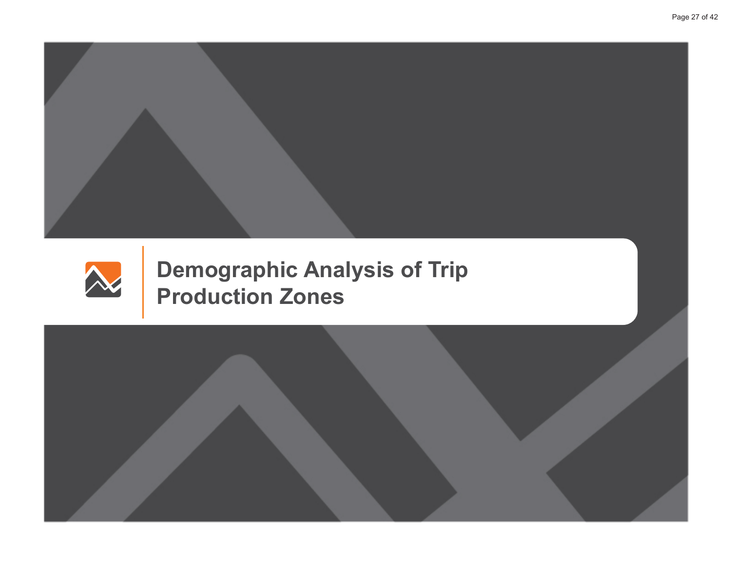# Demographic Analysis of Trip Production Zones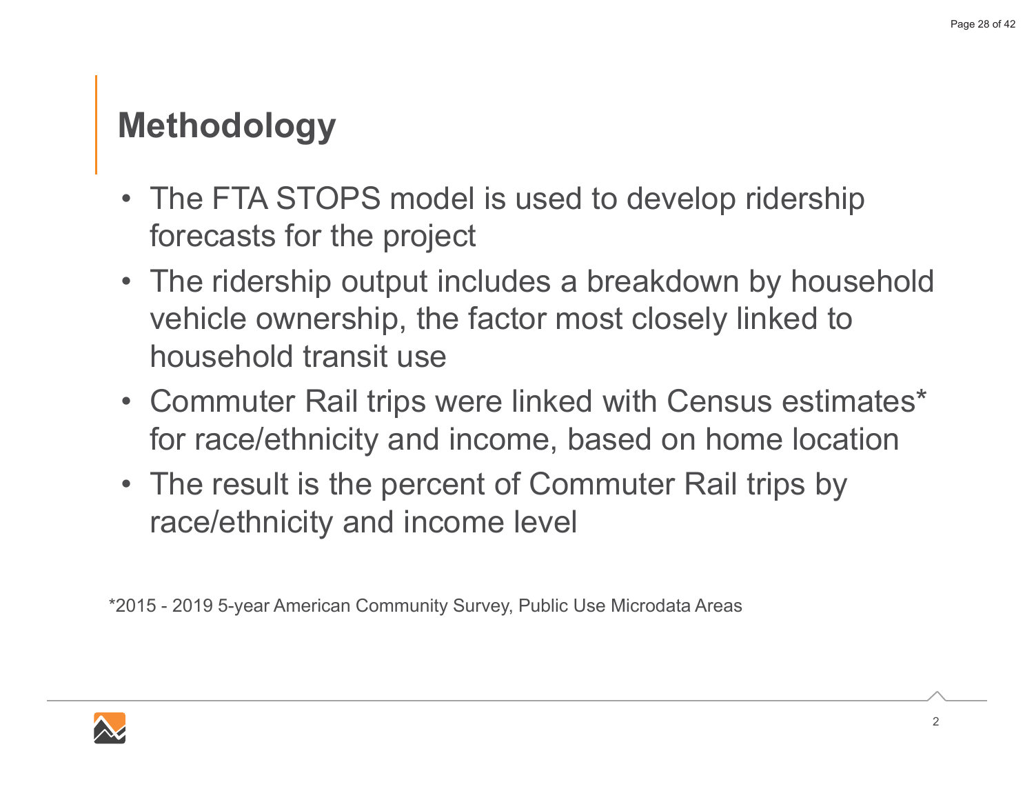# Methodology

- The FTA STOPS model is used to develop ridership forecasts for the project
- The ridership output includes a breakdown by household vehicle ownership, the factor most closely linked to household transit use
- Commuter Rail trips were linked with Census estimates* for race/ethnicity and income, based on home location
- The result is the percent of Commuter Rail trips by race/ethnicity and income level

*2015 - 2019 5-year American Community Survey, Public Use Microdata Areas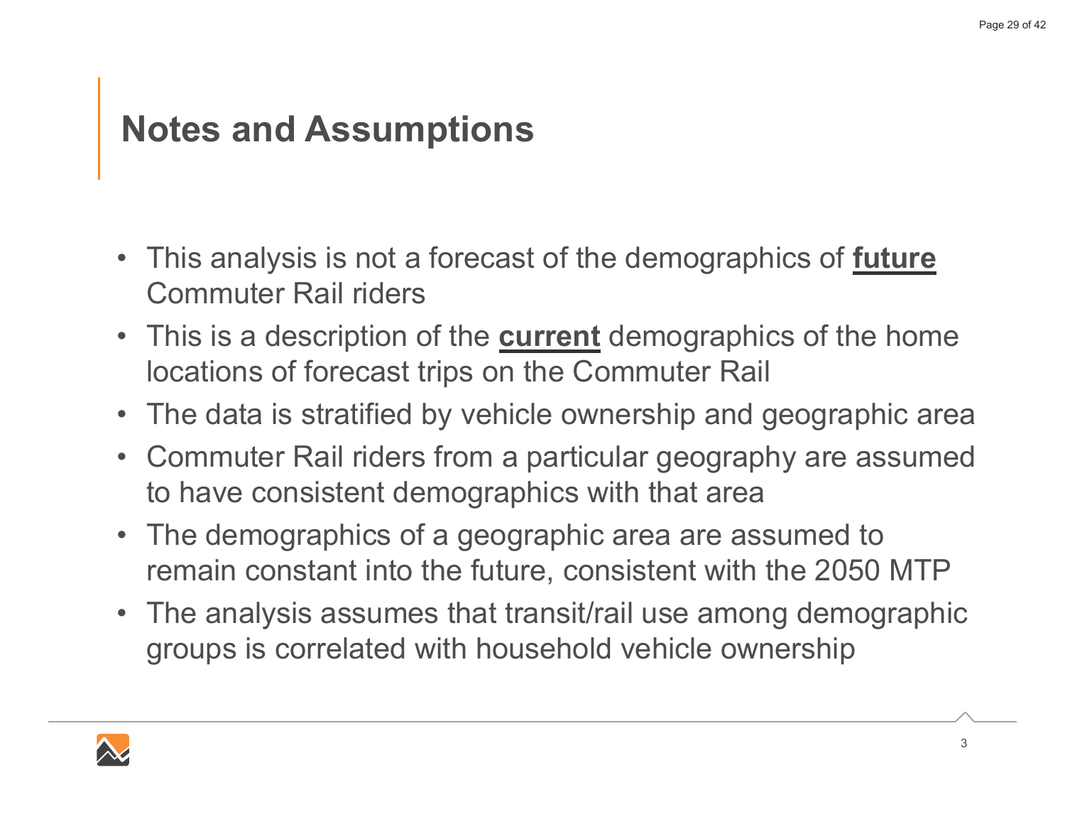# Notes and Assumptions

- This analysis is not a forecast of the demographics of **future** Commuter Rail riders
- This is a description of the **current** demographics of the home locations of forecast trips on the Commuter Rail
- The data is stratified by vehicle ownership and geographic area
- Commuter Rail riders from a particular geography are assumed to have consistent demographics with that area
- The demographics of a geographic area are assumed to remain constant into the future, consistent with the 2050 MTP
- The analysis assumes that transit/rail use among demographic groups is correlated with household vehicle ownership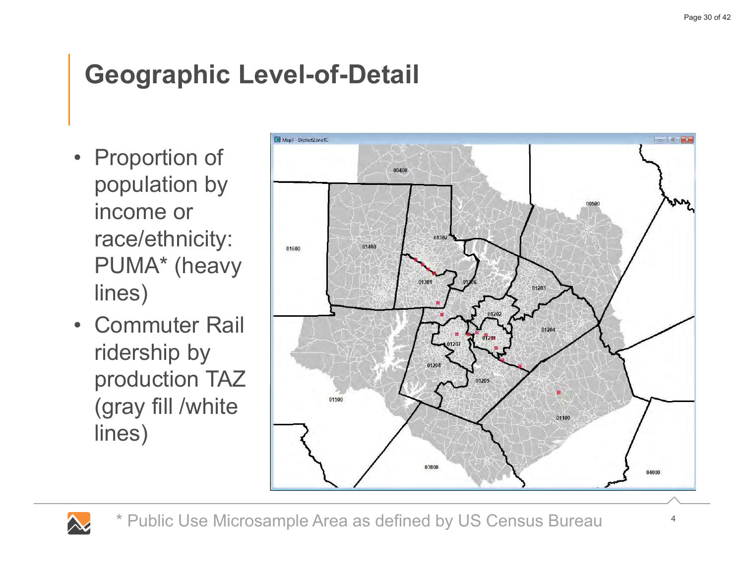# Geographic Level-of-Detail

- Proportion of population by income or race/ethnicity: PUMA* (heavy lines)
- Commuter Rail ridership by production TAZ (gray fill /white lines)

\* Public Use Microsample Area as defined by US Census Bureau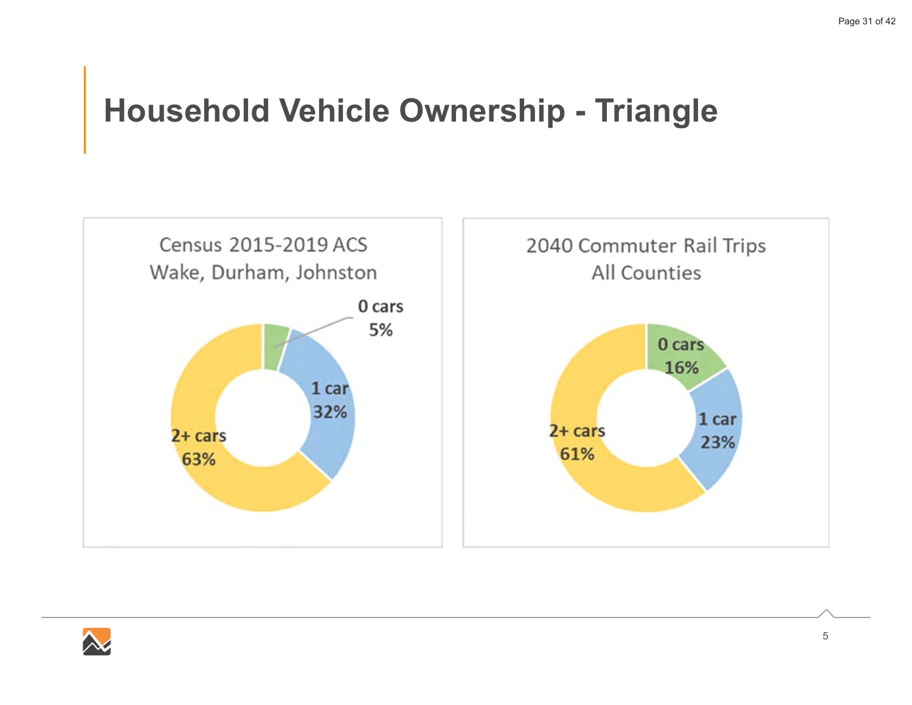# Household Vehicle Ownership - Triangle

**Census 2015-2019 ACS**
**Wake, Durham, Johnston**

- 0 cars: 5%
- 1 car: 32%
- 2+ cars: 63%

**2040 Commuter Rail Trips**
**All Counties**

- 0 cars: 16%
- 1 car: 23%
- 2+ cars: 61%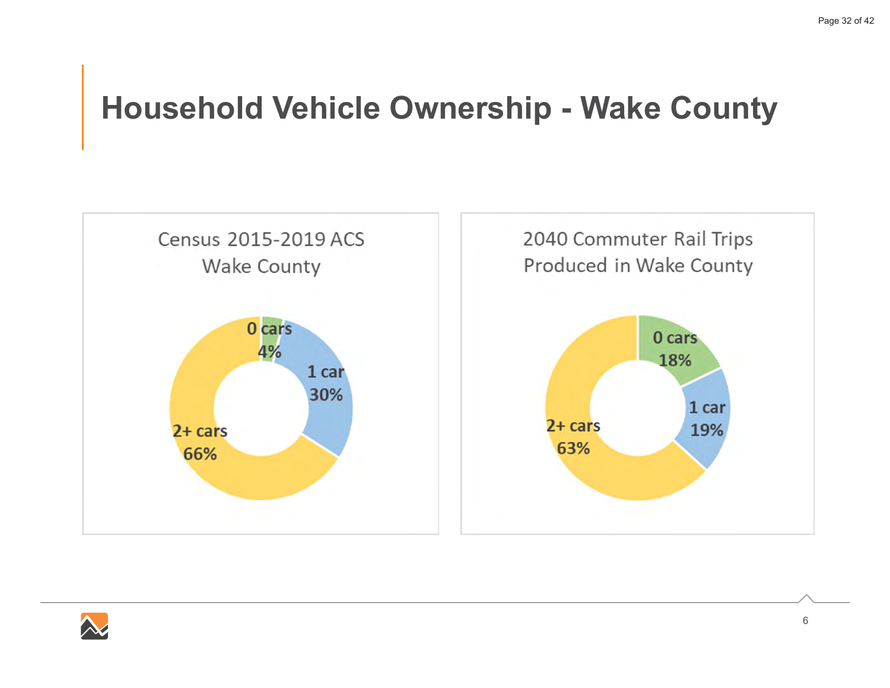# Household Vehicle Ownership - Wake County

**Census 2015-2019 ACS Wake County**

- 0 cars: 4%
- 1 car: 30%
- 2+ cars: 66%

**2040 Commuter Rail Trips Produced in Wake County**

- 0 cars: 18%
- 1 car: 19%
- 2+ cars: 63%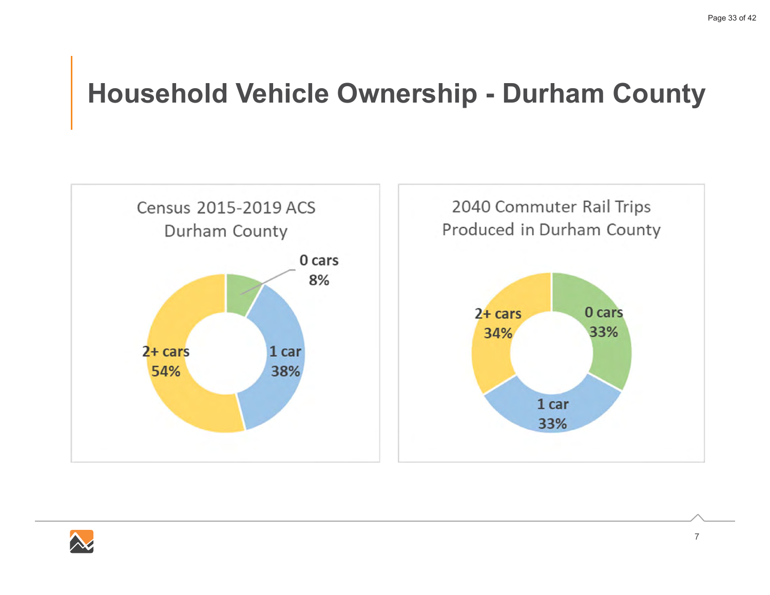# Household Vehicle Ownership - Durham County

Census 2015-2019 ACS
Durham County

- 0 cars 8%
- 1 car 38%
- 2+ cars 54%

2040 Commuter Rail Trips
Produced in Durham County

- 0 cars 33%
- 1 car 33%
- 2+ cars 34%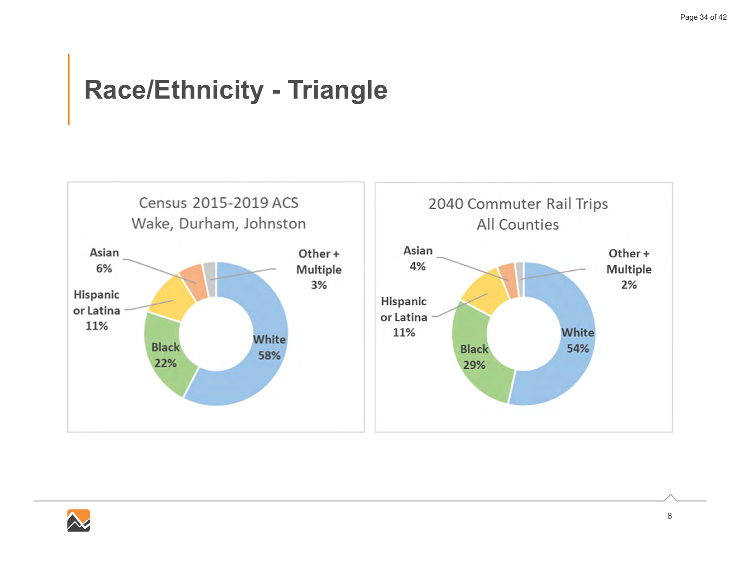# Race/Ethnicity - Triangle

**Census 2015-2019 ACS**
**Wake, Durham, Johnston**

| Race/Ethnicity | Share |
| --- | --- |
| White | 58% |
| Black | 22% |
| Hispanic or Latina | 11% |
| Asian | 6% |
| Other + Multiple | 3% |

**2040 Commuter Rail Trips**
**All Counties**

| Race/Ethnicity | Share |
| --- | --- |
| White | 54% |
| Black | 29% |
| Hispanic or Latina | 11% |
| Asian | 4% |
| Other + Multiple | 2% |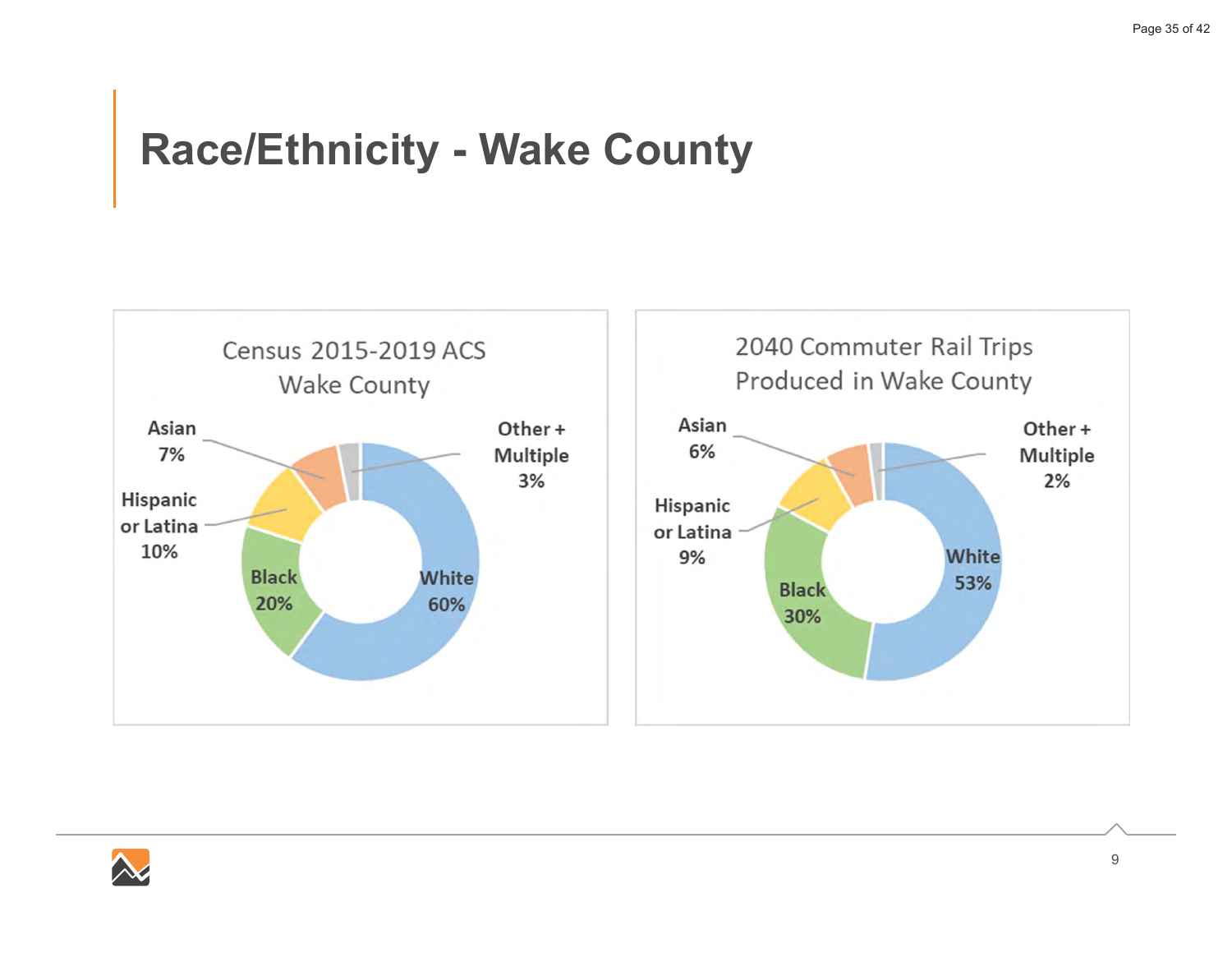# Race/Ethnicity - Wake County

**Census 2015-2019 ACS Wake County**

- Asian 7%
- Hispanic or Latina 10%
- Black 20%
- White 60%
- Other + Multiple 3%

**2040 Commuter Rail Trips Produced in Wake County**

- Asian 6%
- Hispanic or Latina 9%
- Black 30%
- White 53%
- Other + Multiple 2%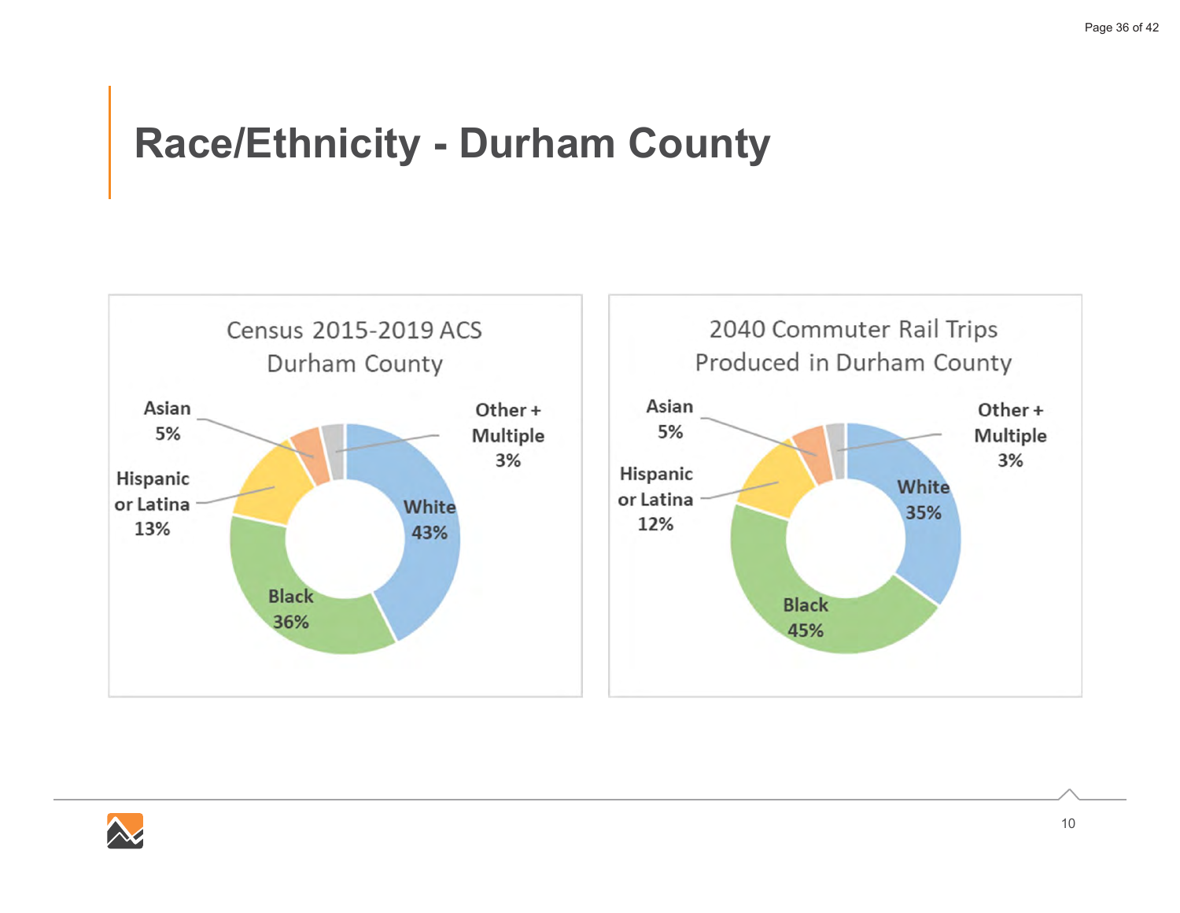# Race/Ethnicity - Durham County

**Census 2015-2019 ACS Durham County**

| Category | Percent |
| --- | --- |
| White | 43% |
| Black | 36% |
| Hispanic or Latina | 13% |
| Asian | 5% |
| Other + Multiple | 3% |

**2040 Commuter Rail Trips Produced in Durham County**

| Category | Percent |
| --- | --- |
| White | 35% |
| Black | 45% |
| Hispanic or Latina | 12% |
| Asian | 5% |
| Other + Multiple | 3% |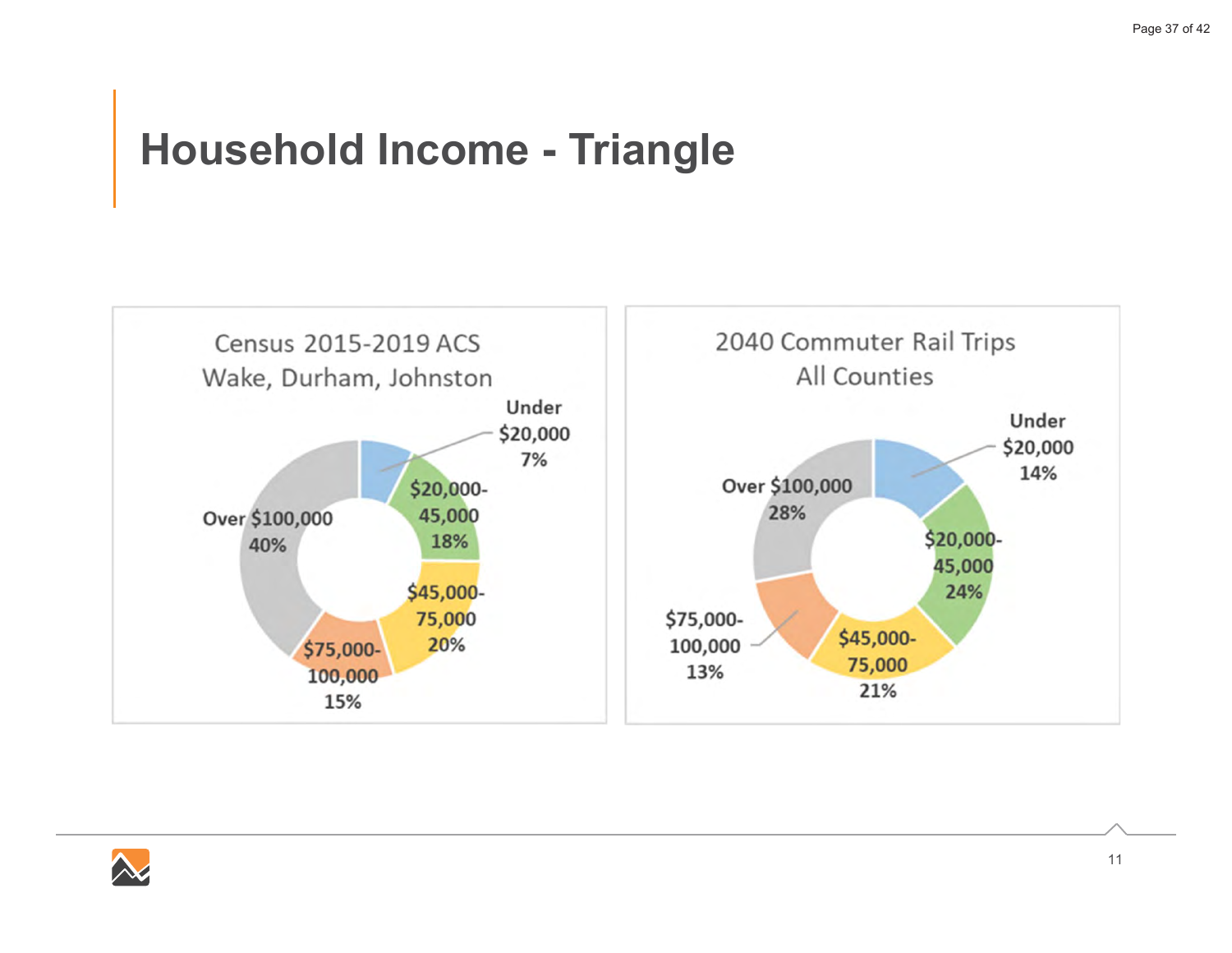# Household Income - Triangle

**Census 2015-2019 ACS Wake, Durham, Johnston**

| Income | Share |
| --- | --- |
| Under $20,000 | 7% |
| $20,000-45,000 | 18% |
| $45,000-75,000 | 20% |
| $75,000-100,000 | 15% |
| Over $100,000 | 40% |

**2040 Commuter Rail Trips All Counties**

| Income | Share |
| --- | --- |
| Under $20,000 | 14% |
| $20,000-45,000 | 24% |
| $45,000-75,000 | 21% |
| $75,000-100,000 | 13% |
| Over $100,000 | 28% |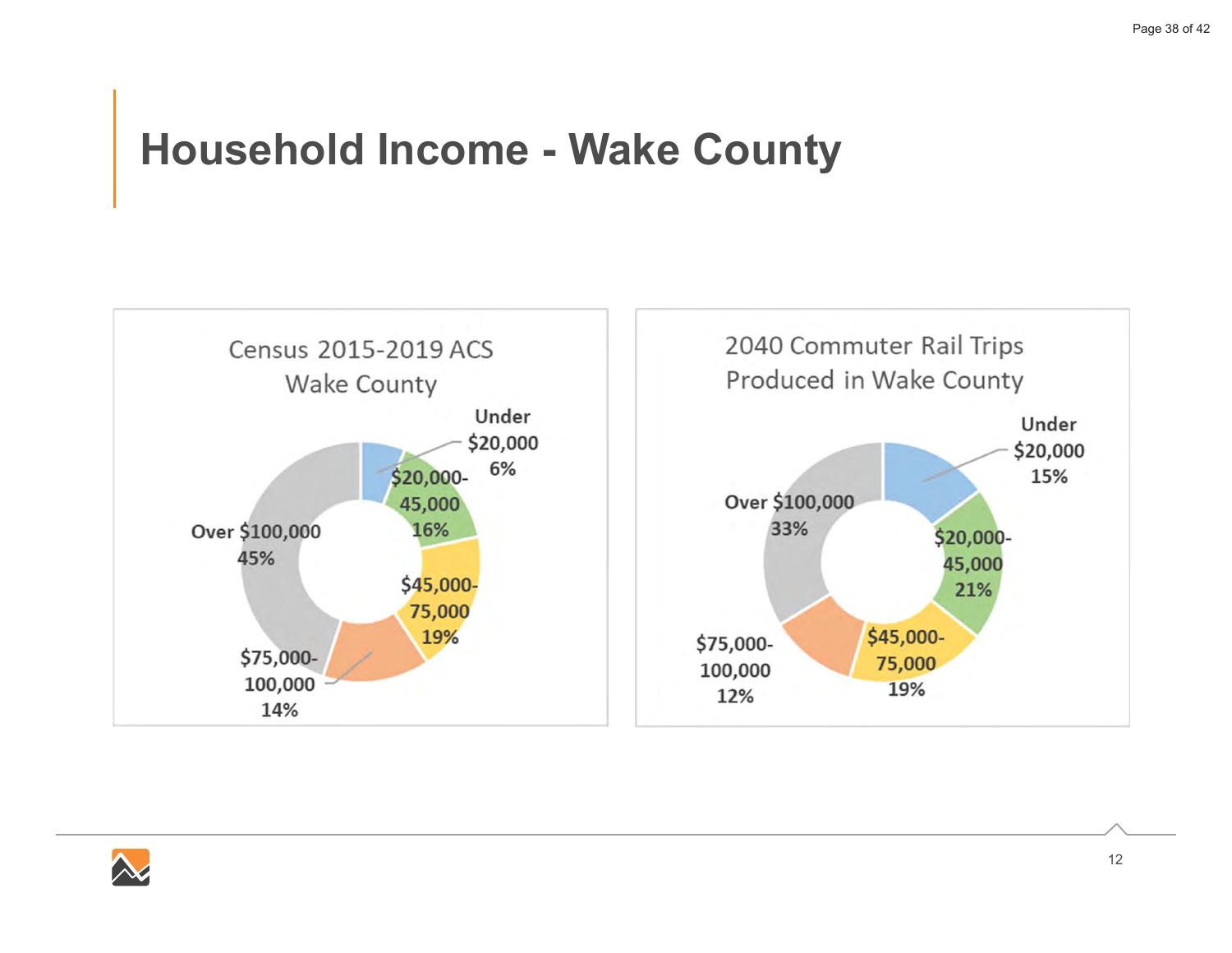# Household Income - Wake County

**Census 2015-2019 ACS Wake County**

| Income | Share |
|---|---|
| Under $20,000 | 6% |
| $20,000-45,000 | 16% |
| $45,000-75,000 | 19% |
| $75,000-100,000 | 14% |
| Over $100,000 | 45% |

**2040 Commuter Rail Trips Produced in Wake County**

| Income | Share |
|---|---|
| Under $20,000 | 15% |
| $20,000-45,000 | 21% |
| $45,000-75,000 | 19% |
| $75,000-100,000 | 12% |
| Over $100,000 | 33% |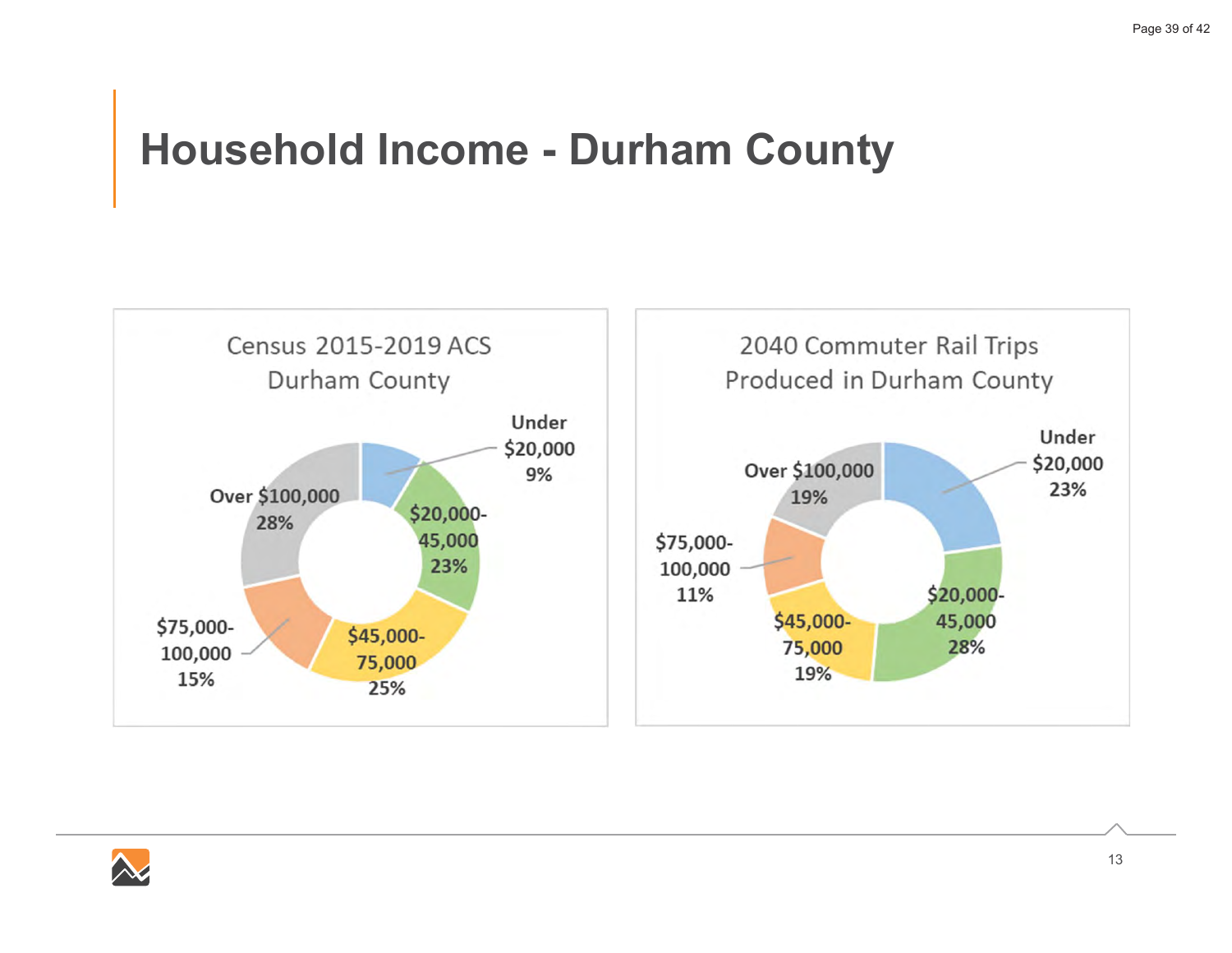# Household Income - Durham County

**Census 2015-2019 ACS Durham County**

| Income | Share |
|---|---|
| Under $20,000 | 9% |
| $20,000-45,000 | 23% |
| $45,000-75,000 | 25% |
| $75,000-100,000 | 15% |
| Over $100,000 | 28% |

**2040 Commuter Rail Trips Produced in Durham County**

| Income | Share |
|---|---|
| Under $20,000 | 23% |
| $20,000-45,000 | 28% |
| $45,000-75,000 | 19% |
| $75,000-100,000 | 11% |
| Over $100,000 | 19% |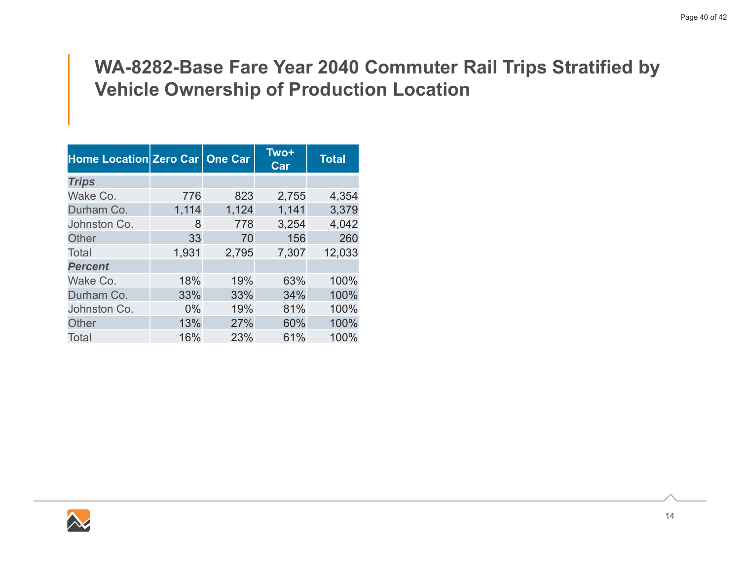# WA-8282-Base Fare Year 2040 Commuter Rail Trips Stratified by Vehicle Ownership of Production Location

| Home Location | Zero Car | One Car | Two+ Car | Total |
|---|---|---|---|---|
| ***Trips*** | | | | |
| Wake Co. | 776 | 823 | 2,755 | 4,354 |
| Durham Co. | 1,114 | 1,124 | 1,141 | 3,379 |
| Johnston Co. | 8 | 778 | 3,254 | 4,042 |
| Other | 33 | 70 | 156 | 260 |
| Total | 1,931 | 2,795 | 7,307 | 12,033 |
| ***Percent*** | | | | |
| Wake Co. | 18% | 19% | 63% | 100% |
| Durham Co. | 33% | 33% | 34% | 100% |
| Johnston Co. | 0% | 19% | 81% | 100% |
| Other | 13% | 27% | 60% | 100% |
| Total | 16% | 23% | 61% | 100% |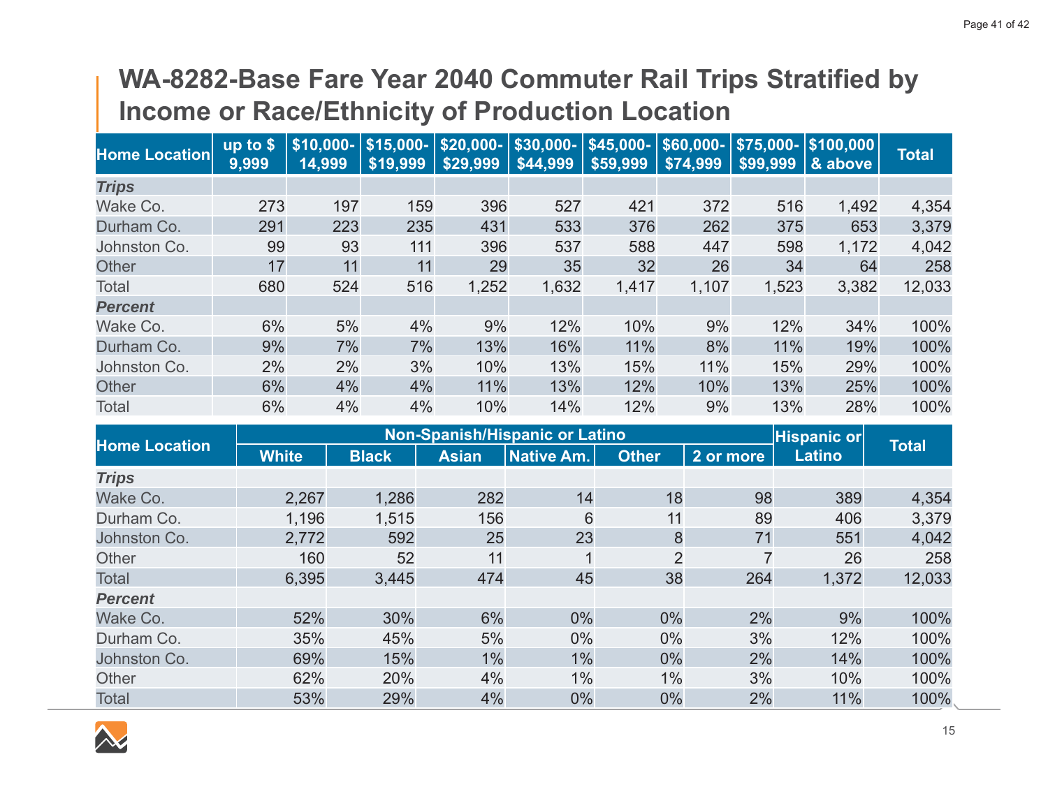# WA-8282-Base Fare Year 2040 Commuter Rail Trips Stratified by Income or Race/Ethnicity of Production Location

| Home Location | up to $ 9,999 | $10,000-14,999 | $15,000-$19,999 | $20,000-$29,999 | $30,000-$44,999 | $45,000-$59,999 | $60,000-$74,999 | $75,000-$99,999 | $100,000 & above | Total |
|---|---|---|---|---|---|---|---|---|---|---|
| ***Trips*** | | | | | | | | | | |
| Wake Co. | 273 | 197 | 159 | 396 | 527 | 421 | 372 | 516 | 1,492 | 4,354 |
| Durham Co. | 291 | 223 | 235 | 431 | 533 | 376 | 262 | 375 | 653 | 3,379 |
| Johnston Co. | 99 | 93 | 111 | 396 | 537 | 588 | 447 | 598 | 1,172 | 4,042 |
| Other | 17 | 11 | 11 | 29 | 35 | 32 | 26 | 34 | 64 | 258 |
| Total | 680 | 524 | 516 | 1,252 | 1,632 | 1,417 | 1,107 | 1,523 | 3,382 | 12,033 |
| ***Percent*** | | | | | | | | | | |
| Wake Co. | 6% | 5% | 4% | 9% | 12% | 10% | 9% | 12% | 34% | 100% |
| Durham Co. | 9% | 7% | 7% | 13% | 16% | 11% | 8% | 11% | 19% | 100% |
| Johnston Co. | 2% | 2% | 3% | 10% | 13% | 15% | 11% | 15% | 29% | 100% |
| Other | 6% | 4% | 4% | 11% | 13% | 12% | 10% | 13% | 25% | 100% |
| Total | 6% | 4% | 4% | 10% | 14% | 12% | 9% | 13% | 28% | 100% |

| Home Location | Non-Spanish/Hispanic or Latino | | | | | | Hispanic or Latino | Total |
|---|---|---|---|---|---|---|---|---|
| | White | Black | Asian | Native Am. | Other | 2 or more | | |
| ***Trips*** | | | | | | | | |
| Wake Co. | 2,267 | 1,286 | 282 | 14 | 18 | 98 | 389 | 4,354 |
| Durham Co. | 1,196 | 1,515 | 156 | 6 | 11 | 89 | 406 | 3,379 |
| Johnston Co. | 2,772 | 592 | 25 | 23 | 8 | 71 | 551 | 4,042 |
| Other | 160 | 52 | 11 | 1 | 2 | 7 | 26 | 258 |
| Total | 6,395 | 3,445 | 474 | 45 | 38 | 264 | 1,372 | 12,033 |
| ***Percent*** | | | | | | | | |
| Wake Co. | 52% | 30% | 6% | 0% | 0% | 2% | 9% | 100% |
| Durham Co. | 35% | 45% | 5% | 0% | 0% | 3% | 12% | 100% |
| Johnston Co. | 69% | 15% | 1% | 1% | 0% | 2% | 14% | 100% |
| Other | 62% | 20% | 4% | 1% | 1% | 3% | 10% | 100% |
| Total | 53% | 29% | 4% | 0% | 0% | 2% | 11% | 100% |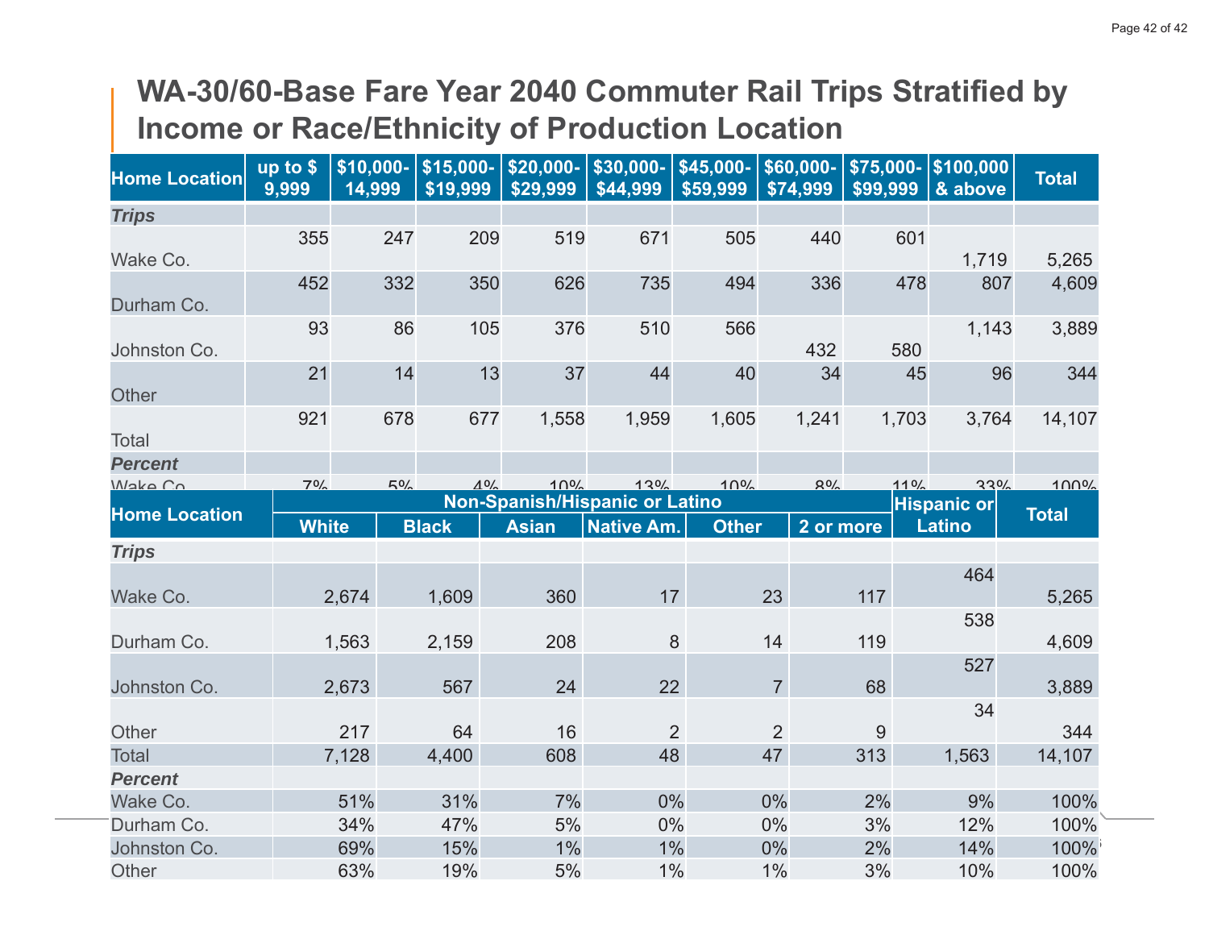# WA-30/60-Base Fare Year 2040 Commuter Rail Trips Stratified by Income or Race/Ethnicity of Production Location

| Home Location | up to $ 9,999 | $10,000-14,999 | $15,000-$19,999 | $20,000-$29,999 | $30,000-$44,999 | $45,000-$59,999 | $60,000-$74,999 | $75,000-$99,999 | $100,000 & above | Total |
|---|---|---|---|---|---|---|---|---|---|---|
| ***Trips*** | | | | | | | | | | |
| Wake Co. | 355 | 247 | 209 | 519 | 671 | 505 | 440 | 601 | 1,719 | 5,265 |
| Durham Co. | 452 | 332 | 350 | 626 | 735 | 494 | 336 | 478 | 807 | 4,609 |
| Johnston Co. | 93 | 86 | 105 | 376 | 510 | 566 | 432 | 580 | 1,143 | 3,889 |
| Other | 21 | 14 | 13 | 37 | 44 | 40 | 34 | 45 | 96 | 344 |
| Total | 921 | 678 | 677 | 1,558 | 1,959 | 1,605 | 1,241 | 1,703 | 3,764 | 14,107 |
| ***Percent*** | | | | | | | | | | |
| Wake Co. | 7% | 5% | 4% | 10% | 13% | 10% | 8% | 11% | 33% | 100% |

| Home Location | Non-Spanish/Hispanic or Latino | | | | | | Hispanic or Latino | Total |
|---|---|---|---|---|---|---|---|---|
| | White | Black | Asian | Native Am. | Other | 2 or more | | |
| ***Trips*** | | | | | | | | |
| Wake Co. | 2,674 | 1,609 | 360 | 17 | 23 | 117 | 464 | 5,265 |
| Durham Co. | 1,563 | 2,159 | 208 | 8 | 14 | 119 | 538 | 4,609 |
| Johnston Co. | 2,673 | 567 | 24 | 22 | 7 | 68 | 527 | 3,889 |
| Other | 217 | 64 | 16 | 2 | 2 | 9 | 34 | 344 |
| Total | 7,128 | 4,400 | 608 | 48 | 47 | 313 | 1,563 | 14,107 |
| ***Percent*** | | | | | | | | |
| Wake Co. | 51% | 31% | 7% | 0% | 0% | 2% | 9% | 100% |
| Durham Co. | 34% | 47% | 5% | 0% | 0% | 3% | 12% | 100% |
| Johnston Co. | 69% | 15% | 1% | 1% | 0% | 2% | 14% | 100% |
| Other | 63% | 19% | 5% | 1% | 1% | 3% | 10% | 100% |